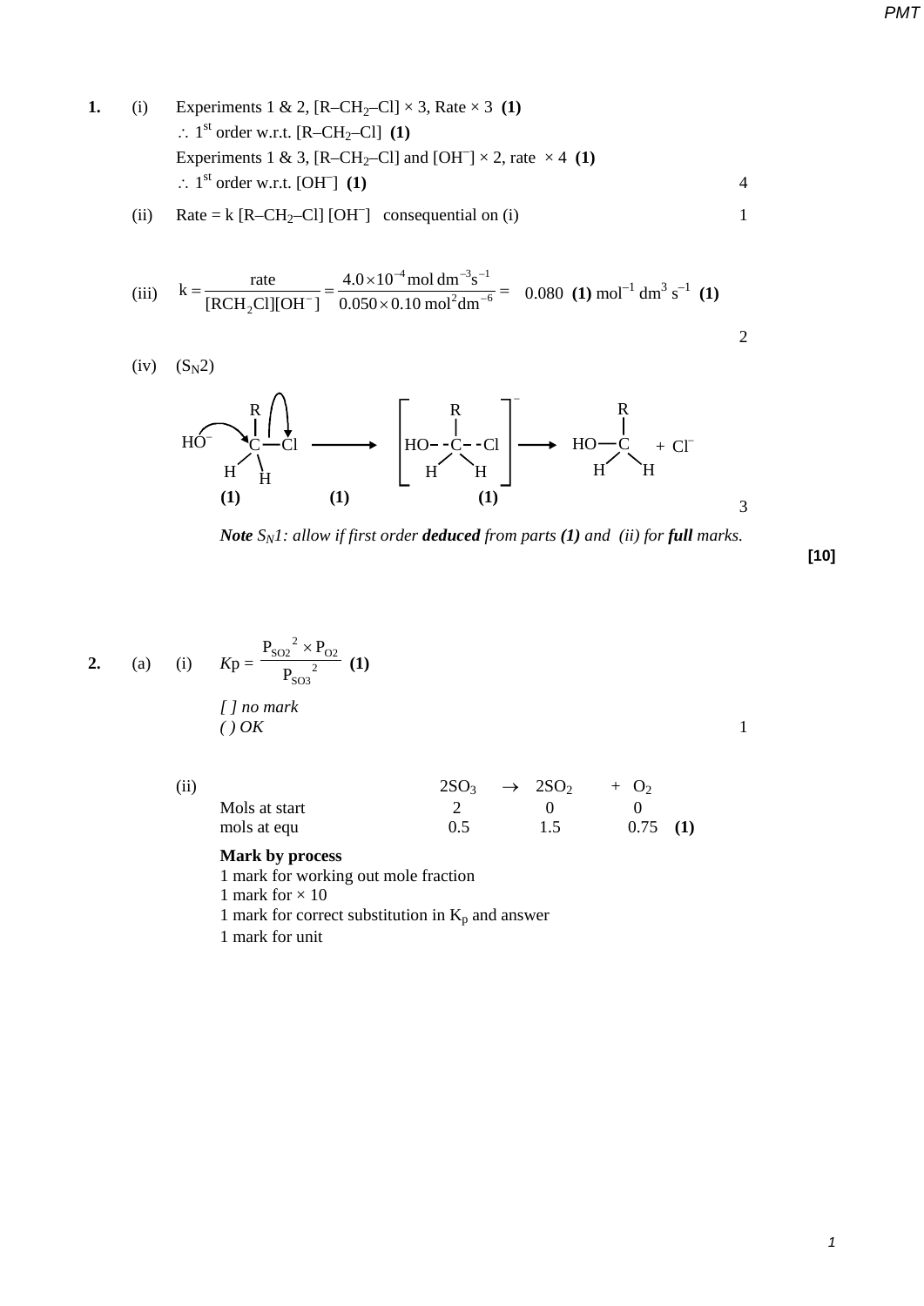**1.** (i) Experiments 1 & 2, [$R–CH_2–Cl$] × 3, Rate × 3 **(1)**

$\therefore$ 1st order w.r.t. [$R–CH_2–Cl$] **(1)**

Experiments 1 & 3, [$R–CH_2–Cl$] and [$OH^–$] × 2, rate × 4 **(1)**

$\therefore$ 1st order w.r.t. [$OH^–$] **(1)** 4

(ii) Rate = k [$R–CH_2–Cl$] [$OH^–$] consequential on (i) 1

(iii) $$k = \frac{\text{rate}}{[RCH_2Cl][OH^-]} = \frac{4.0 \times 10^{-4}\,\text{mol dm}^{-3}\text{s}^{-1}}{0.050 \times 0.10\,\text{mol}^2\text{dm}^{-6}} = \quad 0.080\ \textbf{(1)}\ \text{mol}^{-1}\,\text{dm}^3\,\text{s}^{-1}\ \textbf{(1)}$$

2

(iv) ($S_N2$)

$HO^-$ + $RCH_2$–Cl ⟶ [HO- - C(R)(H)(H) - - Cl]$^-$ ⟶ $HO–CH_2R$ + $Cl^–$

**(1)** **(1)** **(1)** 3

***Note*** *$S_N1$: allow if first order* ***deduced*** *from parts* ***(1)*** *and (ii) for* ***full*** *marks.*

**[10]**

**2.** (a) (i) $$K\text{p} = \frac{P_{SO2}^{\ 2} \times P_{O2}}{P_{SO3}^{\ 2}}\ \textbf{(1)}$$

*[ ] no mark*
*( ) OK* 1

(ii)

| | $2SO_3$ | $\rightarrow$ | $2SO_2$ | + $O_2$ | |
|---|---|---|---|---|---|
| Mols at start | 2 | | 0 | 0 | |
| mols at equ | 0.5 | | 1.5 | 0.75 | **(1)** |

**Mark by process**
1 mark for working out mole fraction
1 mark for × 10
1 mark for correct substitution in $K_p$ and answer
1 mark for unit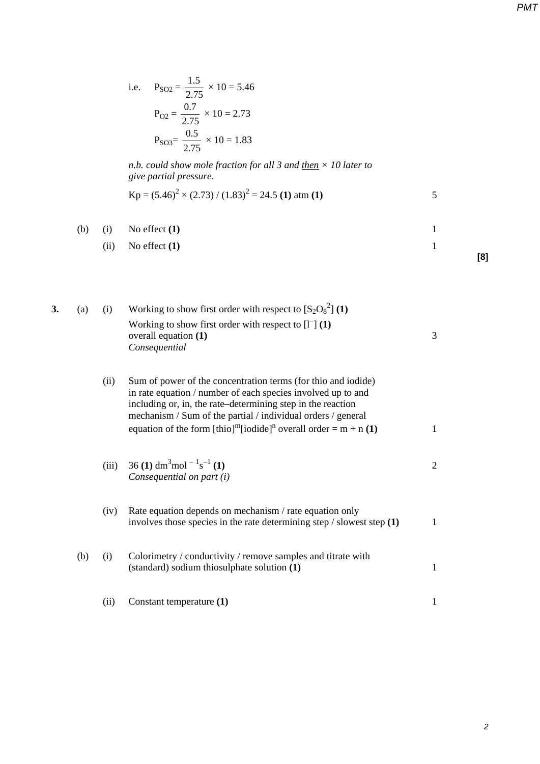i.e. $P_{SO2} = \frac{1.5}{2.75} \times 10 = 5.46$

$P_{O2} = \frac{0.7}{2.75} \times 10 = 2.73$

$P_{SO3} = \frac{0.5}{2.75} \times 10 = 1.83$

*n.b. could show mole fraction for all 3 and then × 10 later to give partial pressure.*

$Kp = (5.46)^2 \times (2.73) / (1.83)^2 = 24.5$ **(1)** atm **(1)** 5

(b) (i) No effect **(1)** 1

(ii) No effect **(1)** 1

**[8]**

**3.** (a) (i) Working to show first order with respect to $[S_2O_8^{2}]$ **(1)**

Working to show first order with respect to $[I^-]$ **(1)**

overall equation **(1)** 3

*Consequential*

(ii) Sum of power of the concentration terms (for thio and iodide) in rate equation / number of each species involved up to and including or, in, the rate–determining step in the reaction mechanism / Sum of the partial / individual orders / general equation of the form $[\text{thio}]^m[\text{iodide}]^n$ overall order = m + n **(1)** 1

(iii) 36 **(1)** $dm^3 mol^{-1} s^{-1}$ **(1)** 2

*Consequential on part (i)*

(iv) Rate equation depends on mechanism / rate equation only involves those species in the rate determining step / slowest step **(1)** 1

(b) (i) Colorimetry / conductivity / remove samples and titrate with (standard) sodium thiosulphate solution **(1)** 1

(ii) Constant temperature **(1)** 1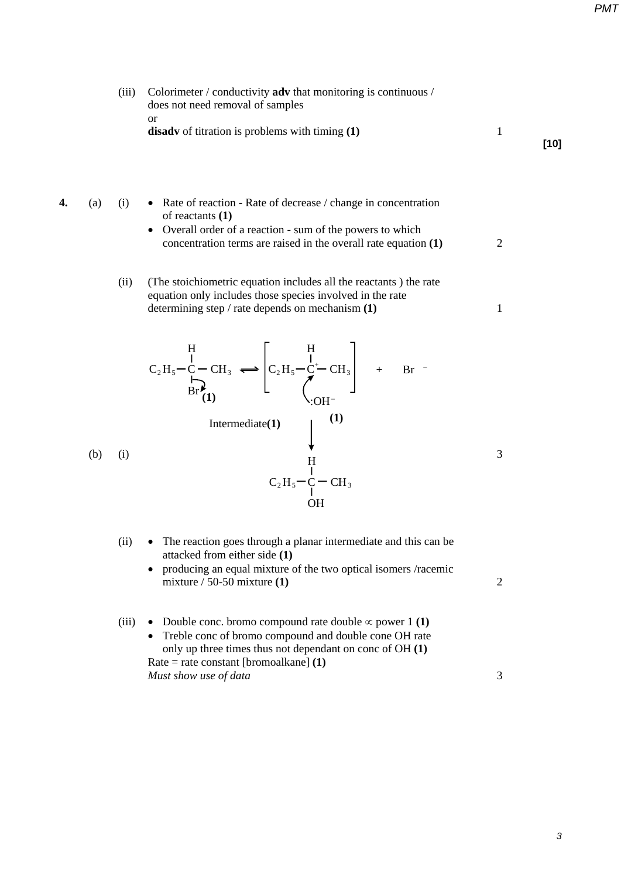(iii) Colorimeter / conductivity **adv** that monitoring is continuous / does not need removal of samples
or
**disadv** of titration is problems with timing **(1)** — 1

**[10]**

**4.** (a) (i)
- Rate of reaction - Rate of decrease / change in concentration of reactants **(1)**
- Overall order of a reaction - sum of the powers to which concentration terms are raised in the overall rate equation **(1)** — 2

(ii) (The stoichiometric equation includes all the reactants ) the rate equation only includes those species involved in the rate determining step / rate depends on mechanism **(1)** — 1

(b) (i)

$$C_2H_5-\underset{Br}{\overset{H}{C}}-CH_3 \rightleftharpoons \left[C_2H_5-\overset{H}{C^+}-CH_3\right] + Br^-$$

(curly arrow from C–Br bond to Br) **(1)**

Intermediate **(1)**

$:OH^-$ attacks $C^+$ **(1)**

$$\downarrow$$

$$C_2H_5-\underset{OH}{\overset{H}{C}}-CH_3$$

— 3

(ii)
- The reaction goes through a planar intermediate and this can be attacked from either side **(1)**
- producing an equal mixture of the two optical isomers /racemic mixture / 50-50 mixture **(1)** — 2

(iii)
- Double conc. bromo compound rate double $\propto$ power 1 **(1)**
- Treble conc of bromo compound and double cone OH rate only up three times thus not dependant on conc of OH **(1)**

Rate = rate constant [bromoalkane] **(1)**
*Must show use of data* — 3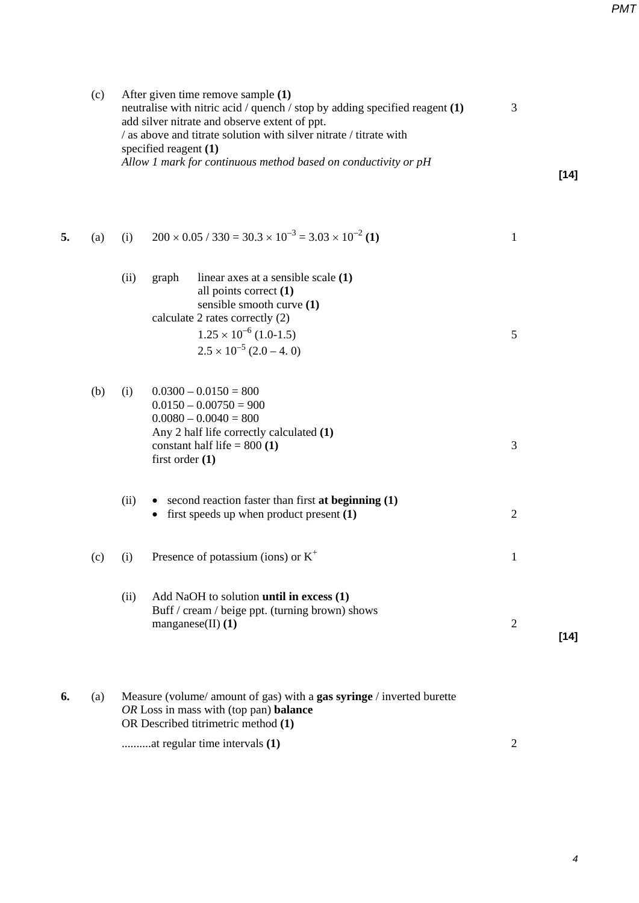(c) After given time remove sample **(1)**
neutralise with nitric acid / quench / stop by adding specified reagent **(1)** 3
add silver nitrate and observe extent of ppt.
/ as above and titrate solution with silver nitrate / titrate with specified reagent **(1)**
*Allow 1 mark for continuous method based on conductivity or pH*

**[14]**

**5.** (a) (i) $200 \times 0.05 / 330 = 30.3 \times 10^{-3} = 3.03 \times 10^{-2}$ **(1)** 1

(ii) graph linear axes at a sensible scale **(1)**
all points correct **(1)**
sensible smooth curve **(1)**
calculate 2 rates correctly (2)
$1.25 \times 10^{-6}$ (1.0-1.5)
$2.5 \times 10^{-5}$ (2.0 – 4. 0) 5

(b) (i) 0.0300 – 0.0150 = 800
0.0150 – 0.00750 = 900
0.0080 – 0.0040 = 800
Any 2 half life correctly calculated **(1)**
constant half life = 800 **(1)** 3
first order **(1)**

(ii)
- second reaction faster than first **at beginning (1)**
- first speeds up when product present **(1)** 2

(c) (i) Presence of potassium (ions) or $K^+$ 1

(ii) Add NaOH to solution **until in excess (1)**
Buff / cream / beige ppt. (turning brown) shows manganese(II) **(1)** 2

**[14]**

**6.** (a) Measure (volume/ amount of gas) with a **gas syringe** / inverted burette
*OR* Loss in mass with (top pan) **balance**
OR Described titrimetric method **(1)**
..........at regular time intervals **(1)** 2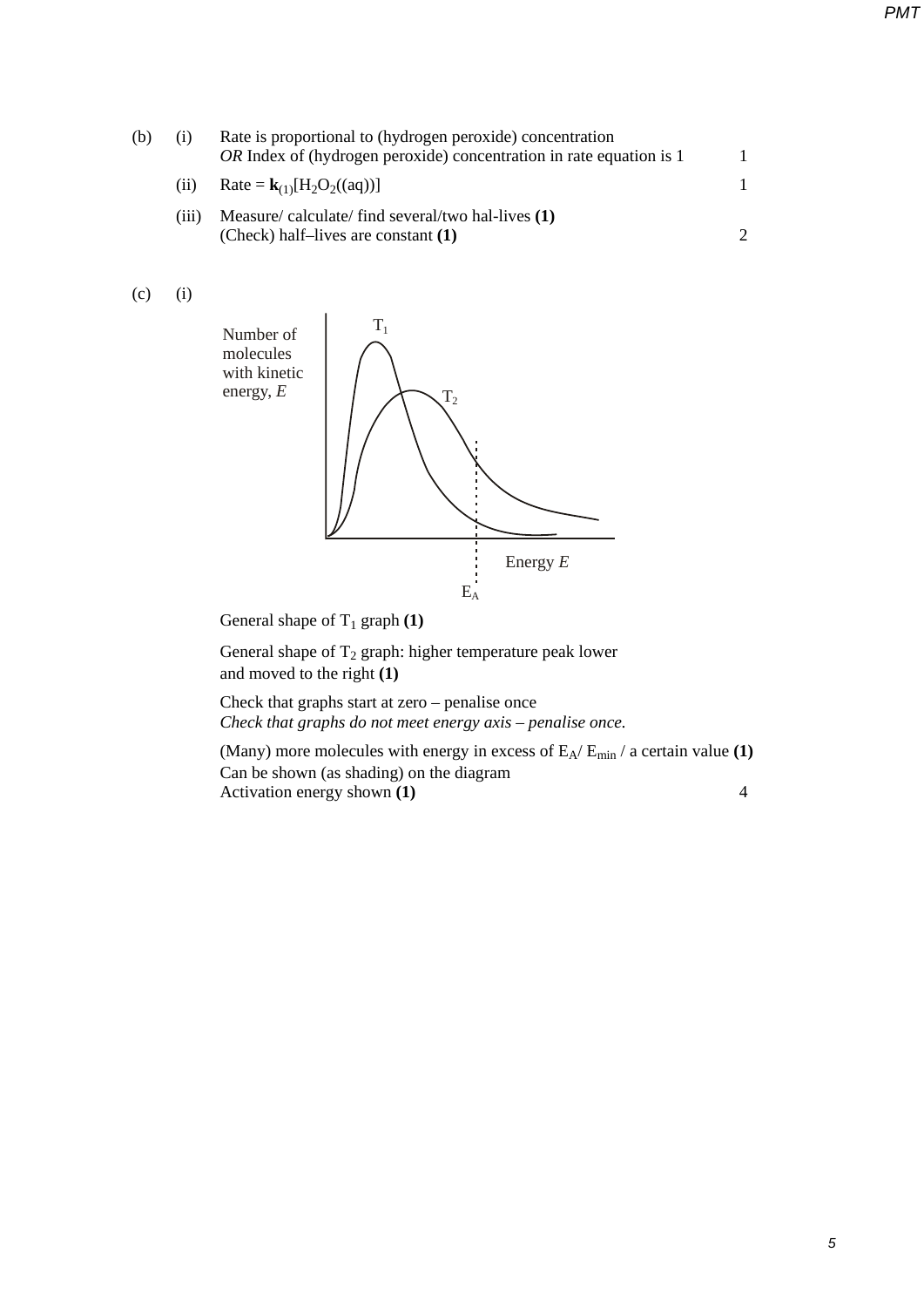(b) (i) Rate is proportional to (hydrogen peroxide) concentration
*OR* Index of (hydrogen peroxide) concentration in rate equation is 1 — 1

(ii) Rate = $\mathbf{k}_{(1)}[H_2O_2((aq))]$ — 1

(iii) Measure/ calculate/ find several/two hal-lives **(1)**
(Check) half–lives are constant **(1)** — 2

(c) (i)

Number of molecules with kinetic energy, *E*

$T_1$

$T_2$

Energy *E*

$E_A$

General shape of $T_1$ graph **(1)**

General shape of $T_2$ graph: higher temperature peak lower and moved to the right **(1)**

Check that graphs start at zero – penalise once
*Check that graphs do not meet energy axis – penalise once.*

(Many) more molecules with energy in excess of $E_A$/ $E_{min}$ / a certain value **(1)**
Can be shown (as shading) on the diagram
Activation energy shown **(1)** — 4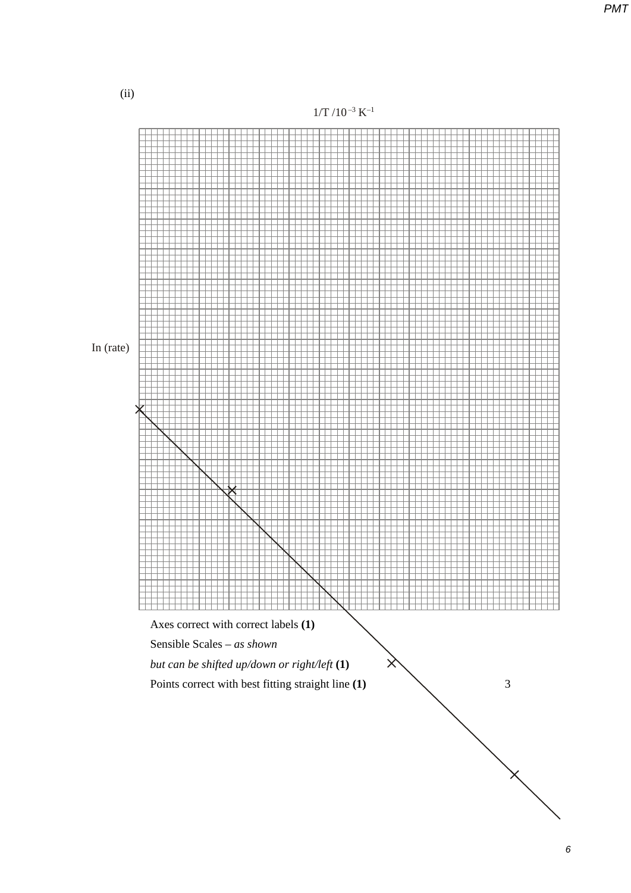(ii)

1/T /$10^{-3}$ $K^{-1}$

In (rate)

Axes correct with correct labels **(1)**

Sensible Scales – *as shown*

*but can be shifted up/down or right/left* **(1)**

Points correct with best fitting straight line **(1)** 3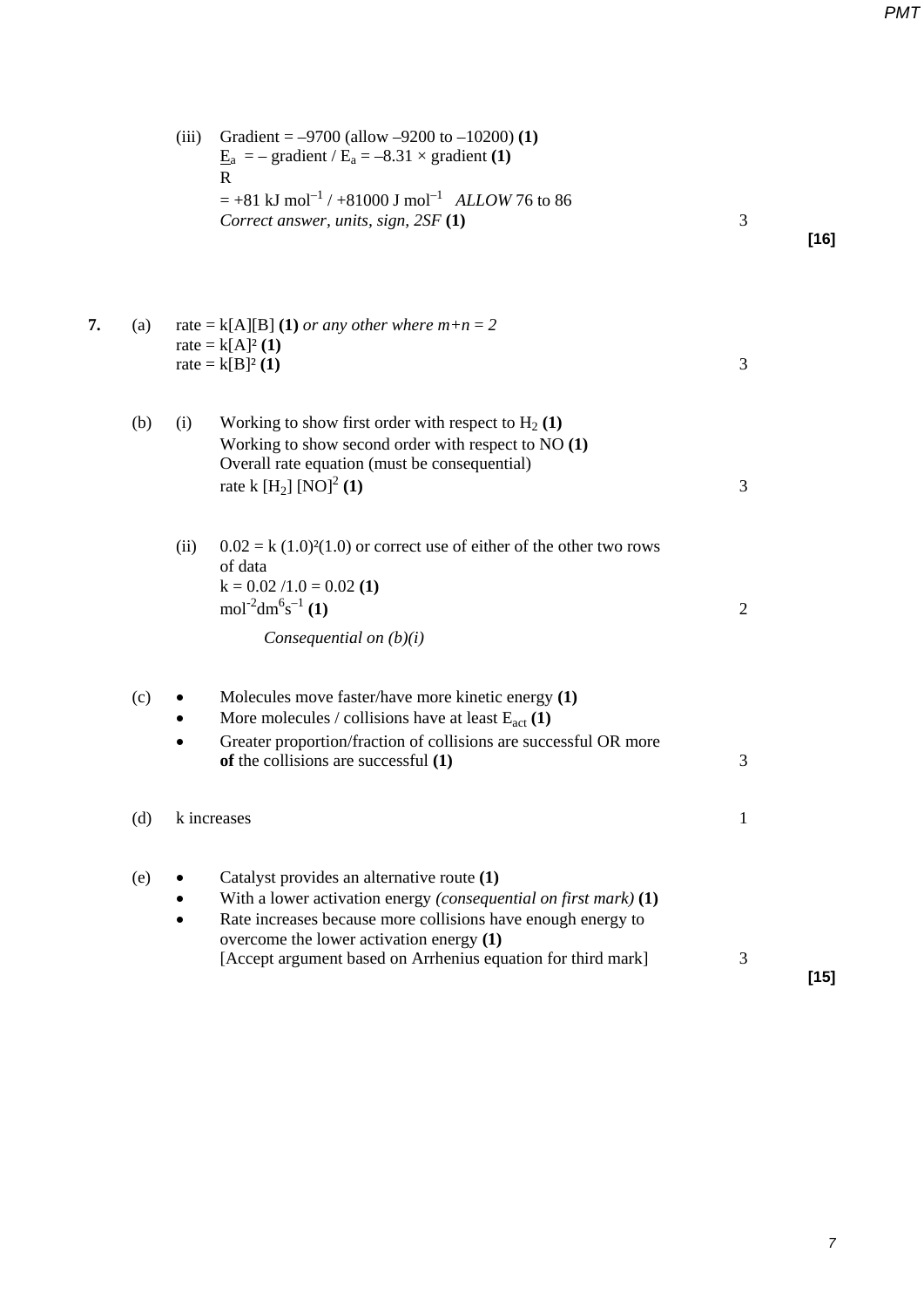(iii) Gradient = –9700 (allow –9200 to –10200) **(1)**

$\frac{E_a}{R}$ = – gradient / $E_a$ = –8.31 × gradient **(1)**

= +81 kJ $mol^{-1}$ / +81000 J $mol^{-1}$ *ALLOW* 76 to 86

*Correct answer, units, sign, 2SF* **(1)** — 3

**[16]**

**7.** (a) rate = k[A][B] **(1)** *or any other where m+n = 2*

rate = $k[A]^2$ **(1)**

rate = $k[B]^2$ **(1)** — 3

(b) (i) Working to show first order with respect to $H_2$ **(1)**

Working to show second order with respect to NO **(1)**

Overall rate equation (must be consequential)

rate k $[H_2]$ $[NO]^2$ **(1)** — 3

(ii) $0.02 = k\ (1.0)^2(1.0)$ or correct use of either of the other two rows of data

k = 0.02 /1.0 = 0.02 **(1)**

$mol^{-2}dm^6s^{-1}$ **(1)** — 2

*Consequential on (b)(i)*

(c)
- Molecules move faster/have more kinetic energy **(1)**
- More molecules / collisions have at least $E_{act}$ **(1)**
- Greater proportion/fraction of collisions are successful OR more **of** the collisions are successful **(1)** — 3

(d) k increases — 1

(e)
- Catalyst provides an alternative route **(1)**
- With a lower activation energy *(consequential on first mark)* **(1)**
- Rate increases because more collisions have enough energy to overcome the lower activation energy **(1)**

[Accept argument based on Arrhenius equation for third mark] — 3

**[15]**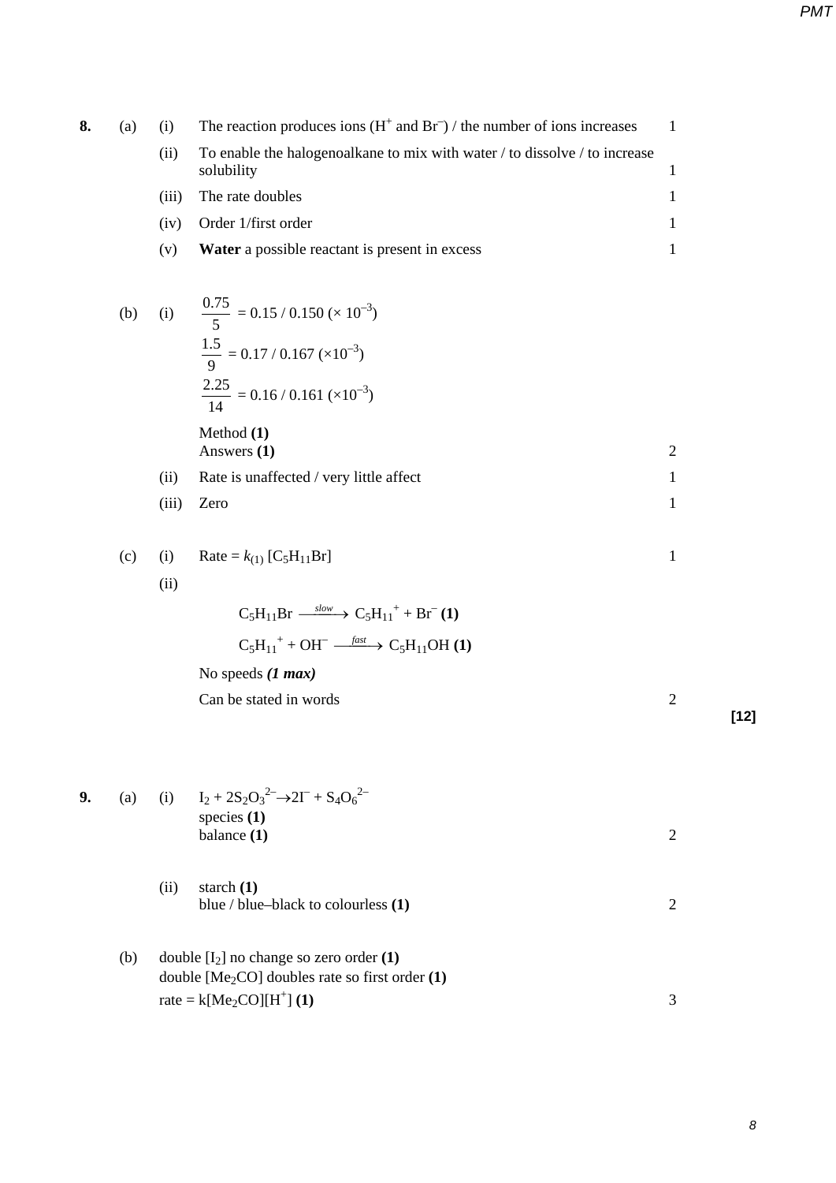**8.** (a) (i) The reaction produces ions ($H^+$ and $Br^-$) / the number of ions increases — 1

(ii) To enable the halogenoalkane to mix with water / to dissolve / to increase solubility — 1

(iii) The rate doubles — 1

(iv) Order 1/first order — 1

(v) **Water** a possible reactant is present in excess — 1

(b) (i) $\frac{0.75}{5} = 0.15 / 0.150\ (\times 10^{-3})$

$\frac{1.5}{9} = 0.17 / 0.167\ (\times 10^{-3})$

$\frac{2.25}{14} = 0.16 / 0.161\ (\times 10^{-3})$

Method **(1)**
Answers **(1)** — 2

(ii) Rate is unaffected / very little affect — 1

(iii) Zero — 1

(c) (i) Rate = $k_{(1)}\ [C_5H_{11}Br]$ — 1

(ii)

$$C_5H_{11}Br \xrightarrow{slow} C_5H_{11}^+ + Br^- \ \textbf{(1)}$$

$$C_5H_{11}^+ + OH^- \xrightarrow{fast} C_5H_{11}OH \ \textbf{(1)}$$

No speeds ***(1 max)***

Can be stated in words — 2

**[12]**

**9.** (a) (i) $I_2 + 2S_2O_3^{2-} \rightarrow 2I^- + S_4O_6^{2-}$
species **(1)**
balance **(1)** — 2

(ii) starch **(1)**
blue / blue–black to colourless **(1)** — 2

(b) double $[I_2]$ no change so zero order **(1)**
double $[Me_2CO]$ doubles rate so first order **(1)**
rate = $k[Me_2CO][H^+]$ **(1)** — 3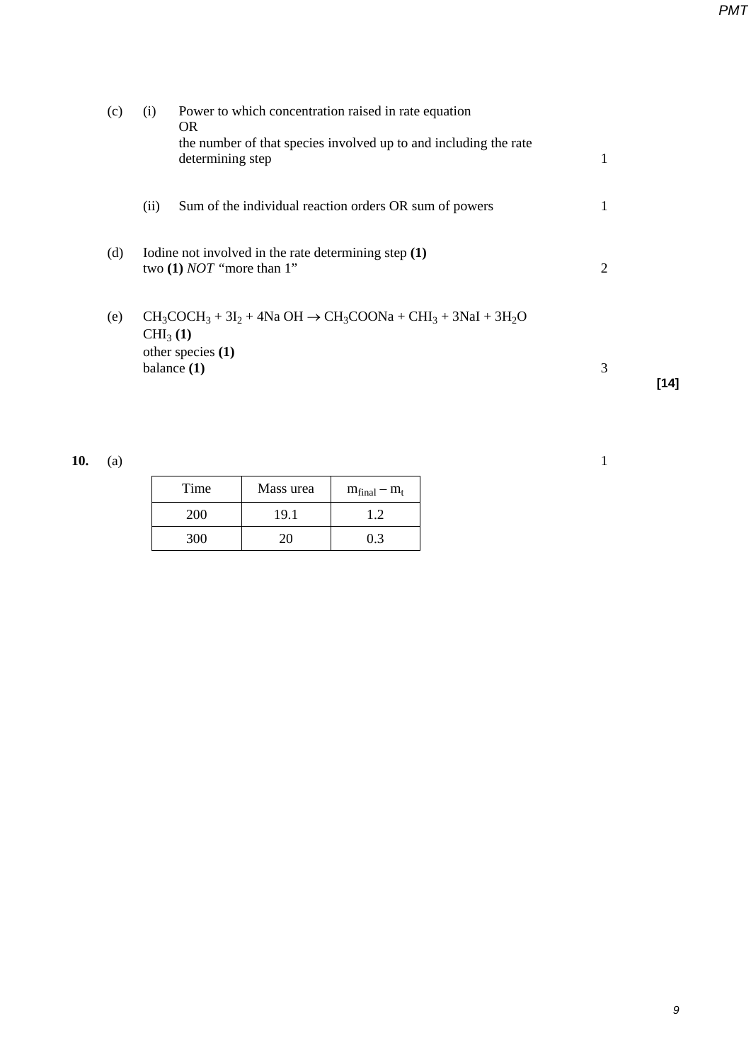(c) (i) Power to which concentration raised in rate equation
OR
the number of that species involved up to and including the rate determining step — 1

(ii) Sum of the individual reaction orders OR sum of powers — 1

(d) Iodine not involved in the rate determining step **(1)**
two **(1)** *NOT* "more than 1" — 2

(e) $CH_3COCH_3 + 3I_2 + 4NaOH \rightarrow CH_3COONa + CHI_3 + 3NaI + 3H_2O$
$CHI_3$ **(1)**
other species **(1)**
balance **(1)** — 3

**[14]**

**10.** (a) — 1

| Time | Mass urea | $m_{final} - m_t$ |
|---|---|---|
| 200 | 19.1 | 1.2 |
| 300 | 20 | 0.3 |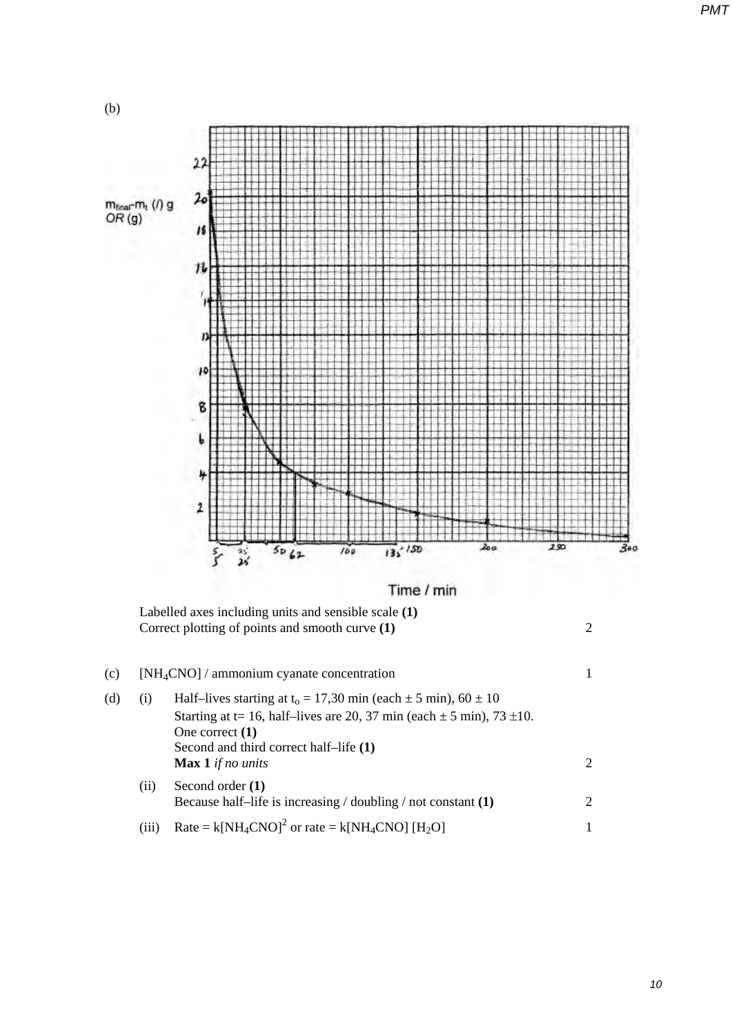(b)

$m_{final}$–$m_t$ (/) g
*OR* (g)

22
20
18
16
14
12
10
8
6
4
2

5 25 50 62 100 135 150 200 250 300
5 25

Time / min

Labelled axes including units and sensible scale **(1)**
Correct plotting of points and smooth curve **(1)** — 2

(c) [$NH_4CNO$] / ammonium cyanate concentration — 1

(d) (i) Half–lives starting at $t_o$ = 17,30 min (each ± 5 min), 60 ± 10
Starting at t= 16, half–lives are 20, 37 min (each ± 5 min), 73 ±10.
One correct **(1)**
Second and third correct half–life **(1)**
**Max 1** *if no units* — 2

(ii) Second order **(1)**
Because half–life is increasing / doubling / not constant **(1)** — 2

(iii) Rate = k[$NH_4CNO$]$^2$ or rate = k[$NH_4CNO$] [$H_2O$] — 1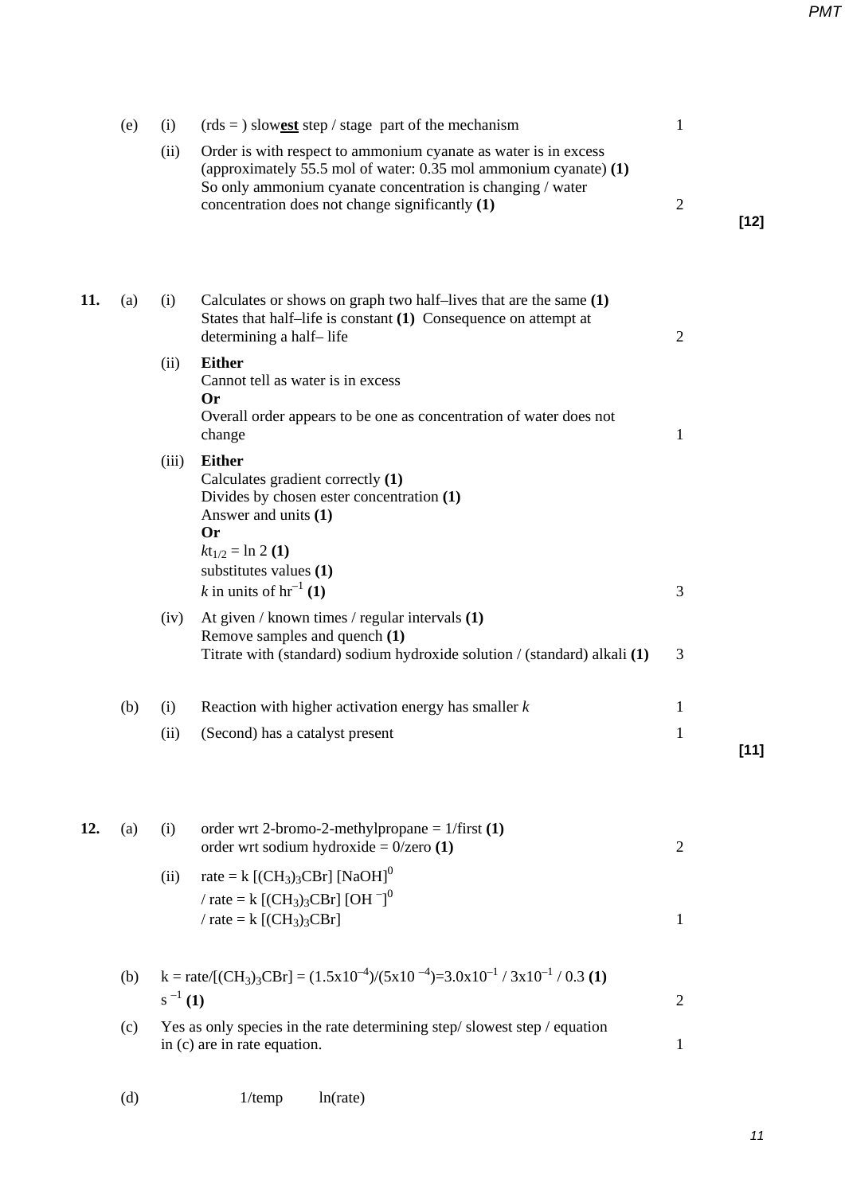| | | | | |
|---|---|---|---|---|
| (e) | (i) | (rds = ) slow**<u>est</u>** step / stage part of the mechanism | 1 | |
| | (ii) | Order is with respect to ammonium cyanate as water is in excess (approximately 55.5 mol of water: 0.35 mol ammonium cyanate) **(1)** So only ammonium cyanate concentration is changing / water concentration does not change significantly **(1)** | 2 | **[12]** |

| | | | | | |
|---|---|---|---|---|---|
| **11.** | (a) | (i) | Calculates or shows on graph two half–lives that are the same **(1)** States that half–life is constant **(1)** Consequence on attempt at determining a half– life | 2 | |
| | | (ii) | **Either**<br>Cannot tell as water is in excess<br>**Or**<br>Overall order appears to be one as concentration of water does not change | 1 | |
| | | (iii) | **Either**<br>Calculates gradient correctly **(1)**<br>Divides by chosen ester concentration **(1)**<br>Answer and units **(1)**<br>**Or**<br>$kt_{1/2} = \ln 2$ **(1)**<br>substitutes values **(1)**<br>$k$ in units of $hr^{-1}$ **(1)** | 3 | |
| | | (iv) | At given / known times / regular intervals **(1)**<br>Remove samples and quench **(1)**<br>Titrate with (standard) sodium hydroxide solution / (standard) alkali **(1)** | 3 | |
| | (b) | (i) | Reaction with higher activation energy has smaller $k$ | 1 | |
| | | (ii) | (Second) has a catalyst present | 1 | **[11]** |

| | | | | |
|---|---|---|---|---|
| **12.** | (a) | (i) | order wrt 2-bromo-2-methylpropane = 1/first **(1)**<br>order wrt sodium hydroxide = 0/zero **(1)** | 2 |
| | | (ii) | rate = k $[(CH_3)_3CBr]$ $[NaOH]^0$<br>/ rate = k $[(CH_3)_3CBr]$ $[OH^-]^0$<br>/ rate = k $[(CH_3)_3CBr]$ | 1 |
| | (b) | | k = rate/$[(CH_3)_3CBr]$ = $(1.5\times10^{-4})/(5\times10^{-4}) = 3.0\times10^{-1}$ / $3\times10^{-1}$ / 0.3 **(1)**<br>$s^{-1}$ **(1)** | 2 |
| | (c) | | Yes as only species in the rate determining step/ slowest step / equation in (c) are in rate equation. | 1 |
| | (d) | | 1/temp ln(rate) | |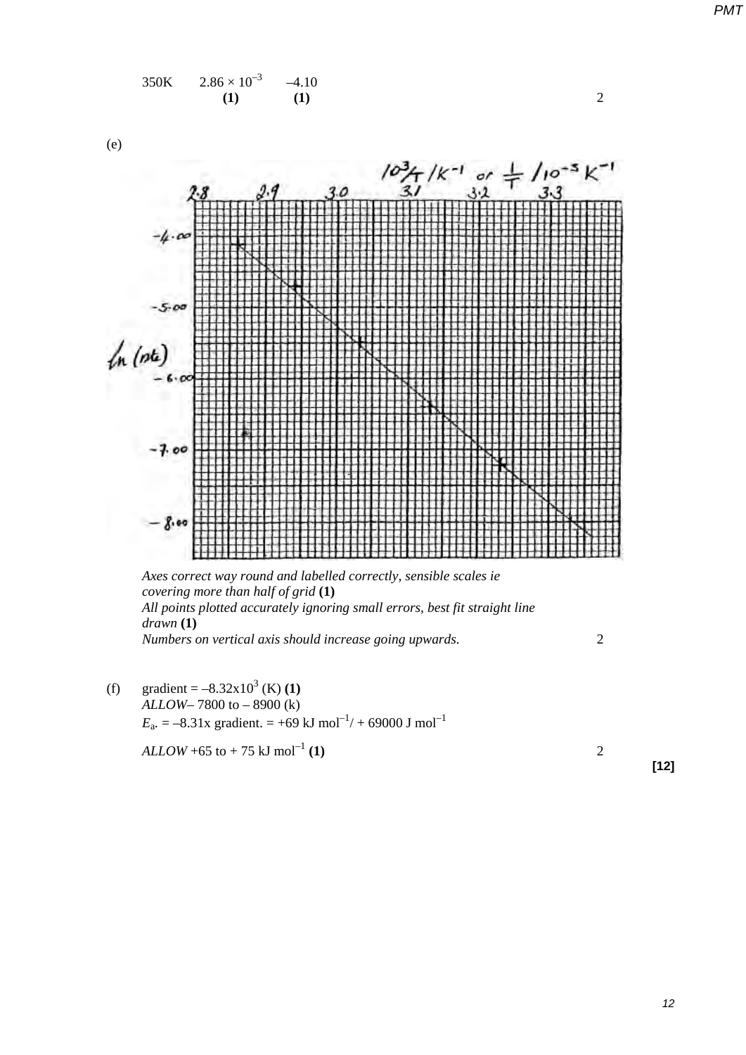| | | | |
|---|---|---|---|
| 350K | $2.86 \times 10^{-3}$ | –4.10 | |
| | **(1)** | **(1)** | 2 |

(e)

$10^3/T$ /K$^{-1}$ or $\frac{1}{T}$ /$10^{-3}$ K$^{-1}$

2.8 2.9 3.0 3.1 3.2 3.3

ln (rate)

–4.00
–5.00
–6.00
–7.00
–8.00

*Axes correct way round and labelled correctly, sensible scales ie covering more than half of grid* **(1)**

*All points plotted accurately ignoring small errors, best fit straight line drawn* **(1)**

*Numbers on vertical axis should increase going upwards.* 2

(f) gradient = $-8.32 \times 10^3$ (K) **(1)**

*ALLOW* – 7800 to – 8900 (k)

$E_a$ = –8.31x gradient. = +69 kJ mol$^{-1}$/ + 69000 J mol$^{-1}$

*ALLOW* +65 to + 75 kJ mol$^{-1}$ **(1)** 2

**[12]**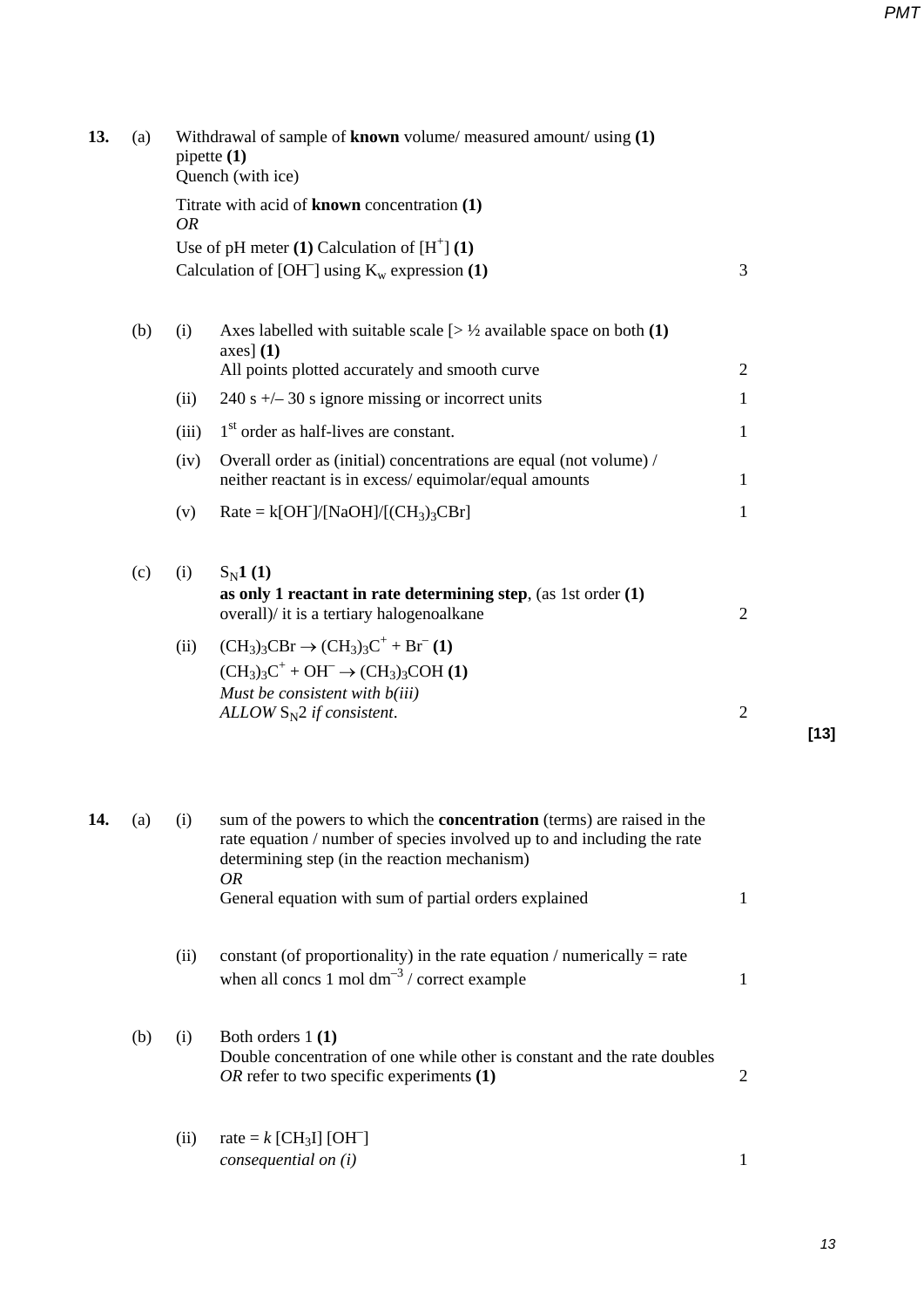**13.** (a) Withdrawal of sample of **known** volume/ measured amount/ using pipette **(1)** **(1)**

Quench (with ice)

Titrate with acid of **known** concentration **(1)**

*OR*

Use of pH meter **(1)** Calculation of $[H^+]$ **(1)**

Calculation of $[OH^-]$ using $K_w$ expression **(1)** — 3

(b) (i) Axes labelled with suitable scale [> ½ available space on both axes] **(1)** **(1)**

All points plotted accurately and smooth curve — 2

(ii) 240 s +/– 30 s ignore missing or incorrect units — 1

(iii) 1[st] order as half-lives are constant. — 1

(iv) Overall order as (initial) concentrations are equal (not volume) / neither reactant is in excess/ equimolar/equal amounts — 1

(v) Rate = $k[OH^-]$/[NaOH]/$[(CH_3)_3CBr]$ — 1

(c) (i) $S_N$**1 (1)**

**as only 1 reactant in rate determining step**, (as 1st order overall)/ it is a tertiary halogenoalkane **(1)** — 2

(ii) $(CH_3)_3CBr \rightarrow (CH_3)_3C^+ + Br^-$ **(1)**

$(CH_3)_3C^+ + OH^- \rightarrow (CH_3)_3COH$ **(1)**

*Must be consistent with b(iii)*

*ALLOW* $S_N2$ *if consistent*. — 2

**[13]**

**14.** (a) (i) sum of the powers to which the **concentration** (terms) are raised in the rate equation / number of species involved up to and including the rate determining step (in the reaction mechanism)

*OR*

General equation with sum of partial orders explained — 1

(ii) constant (of proportionality) in the rate equation / numerically = rate when all concs 1 mol $dm^{-3}$ / correct example — 1

(b) (i) Both orders 1 **(1)**

Double concentration of one while other is constant and the rate doubles *OR* refer to two specific experiments **(1)** — 2

(ii) rate = $k\,[CH_3I]\,[OH^-]$

*consequential on (i)* — 1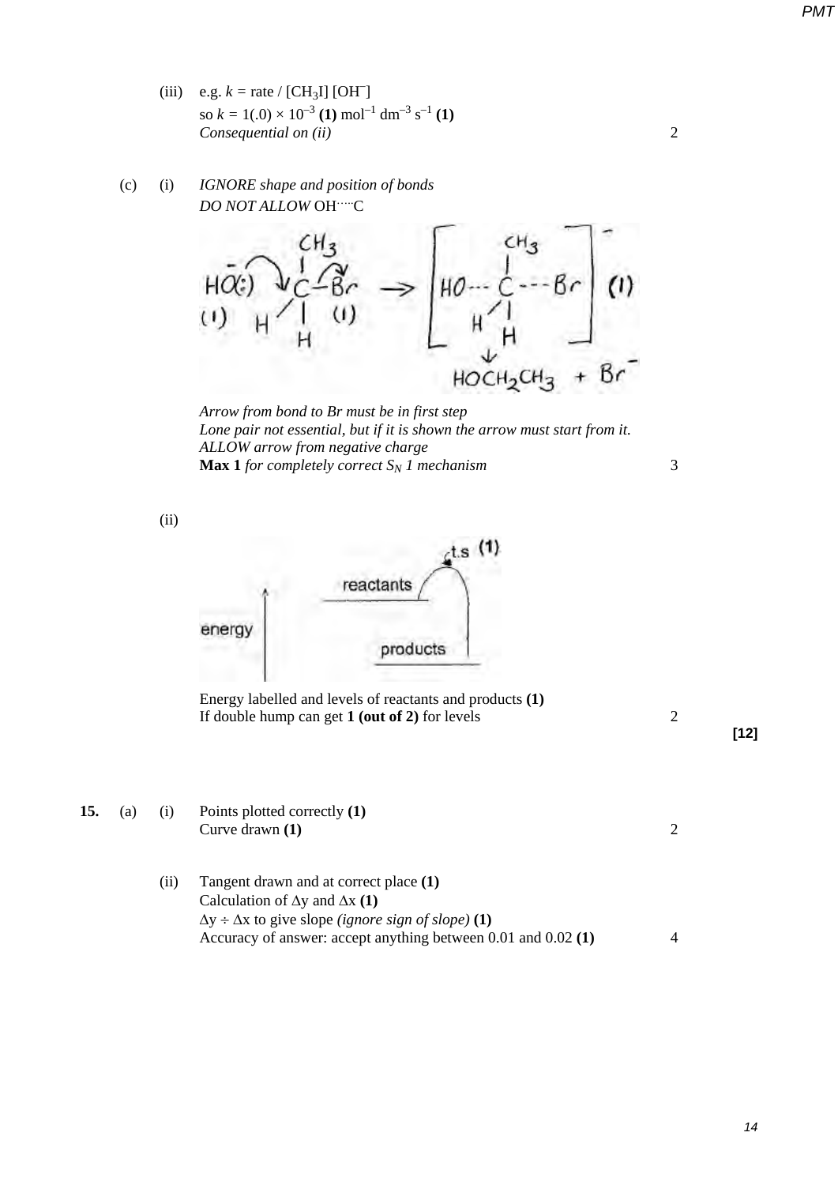(iii) e.g. $k$ = rate / $[CH_3I]$ $[OH^-]$

so $k = 1(.0) \times 10^{-3}$ **(1)** $mol^{-1}\ dm^{-3}\ s^{-1}$ **(1)**

*Consequential on (ii)* 2

(c) (i) *IGNORE shape and position of bonds*

*DO NOT ALLOW* OH·····C

HO(:)⁻ CH₃ C Br H H (1) (1) → [HO --- C --- Br]⁻ CH₃ H H (1)

$HOCH_2CH_3 + Br^-$

*Arrow from bond to Br must be in first step*

*Lone pair not essential, but if it is shown the arrow must start from it.*

*ALLOW arrow from negative charge*

**Max 1** *for completely correct $S_N1$ mechanism* 3

(ii)

t.s (1)

reactants

energy

products

Energy labelled and levels of reactants and products **(1)**

If double hump can get **1 (out of 2)** for levels 2

**[12]**

**15.** (a) (i) Points plotted correctly **(1)**

Curve drawn **(1)** 2

(ii) Tangent drawn and at correct place **(1)**

Calculation of $\Delta y$ and $\Delta x$ **(1)**

$\Delta y \div \Delta x$ to give slope *(ignore sign of slope)* **(1)**

Accuracy of answer: accept anything between 0.01 and 0.02 **(1)** 4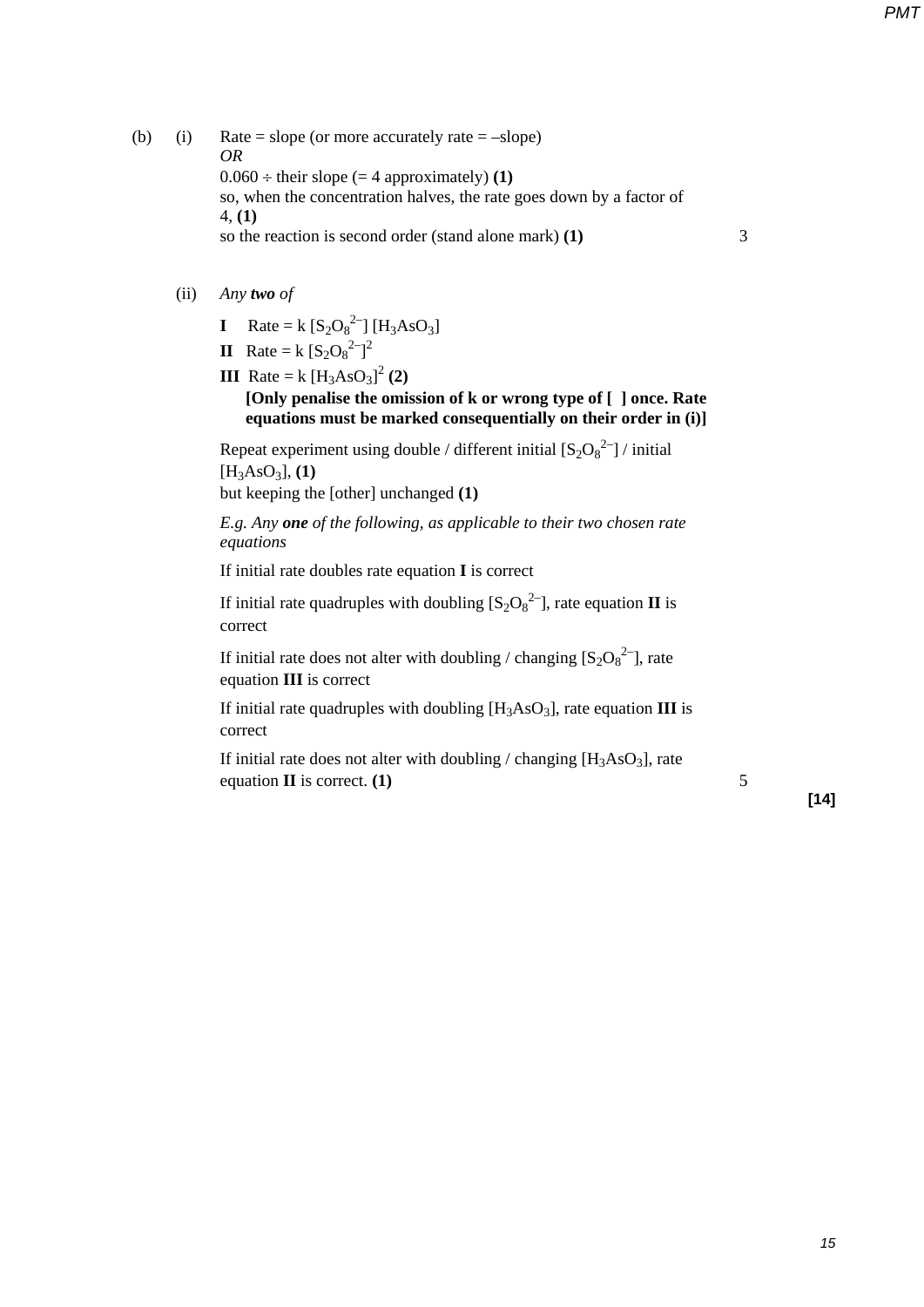(b) (i) Rate = slope (or more accurately rate = –slope)
*OR*
0.060 ÷ their slope (= 4 approximately) **(1)**
so, when the concentration halves, the rate goes down by a factor of 4, **(1)**
so the reaction is second order (stand alone mark) **(1)** 3

(ii) *Any **two** of*

**I** Rate = k $[S_2O_8^{2-}]$ $[H_3AsO_3]$

**II** Rate = k $[S_2O_8^{2-}]^2$

**III** Rate = k $[H_3AsO_3]^2$ **(2)**

**[Only penalise the omission of k or wrong type of [ ] once. Rate equations must be marked consequentially on their order in (i)]**

Repeat experiment using double / different initial $[S_2O_8^{2-}]$ / initial $[H_3AsO_3]$, **(1)**
but keeping the [other] unchanged **(1)**

*E.g. Any **one** of the following, as applicable to their two chosen rate equations*

If initial rate doubles rate equation **I** is correct

If initial rate quadruples with doubling $[S_2O_8^{2-}]$, rate equation **II** is correct

If initial rate does not alter with doubling / changing $[S_2O_8^{2-}]$, rate equation **III** is correct

If initial rate quadruples with doubling $[H_3AsO_3]$, rate equation **III** is correct

If initial rate does not alter with doubling / changing $[H_3AsO_3]$, rate equation **II** is correct. **(1)** 5

**[14]**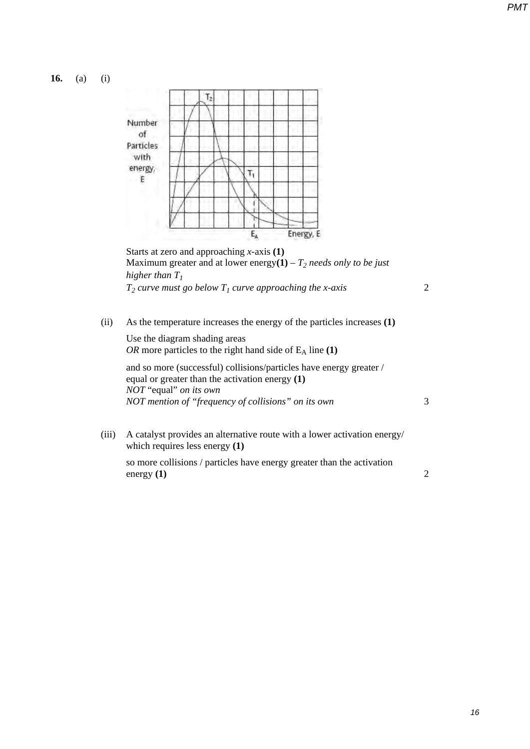**16.** (a) (i)

Number of Particles with energy, E

$T_2$

$T_1$

$E_A$

Energy, E

Starts at zero and approaching *x*-axis **(1)**
Maximum greater and at lower energy**(1)** – *$T_2$ needs only to be just higher than $T_1$*
*$T_2$ curve must go below $T_1$ curve approaching the x-axis* 2

(ii) As the temperature increases the energy of the particles increases **(1)**

Use the diagram shading areas
*OR* more particles to the right hand side of $E_A$ line **(1)**

and so more (successful) collisions/particles have energy greater / equal or greater than the activation energy **(1)**
*NOT* "equal" *on its own*
*NOT mention of "frequency of collisions" on its own* 3

(iii) A catalyst provides an alternative route with a lower activation energy/ which requires less energy **(1)**

so more collisions / particles have energy greater than the activation energy **(1)** 2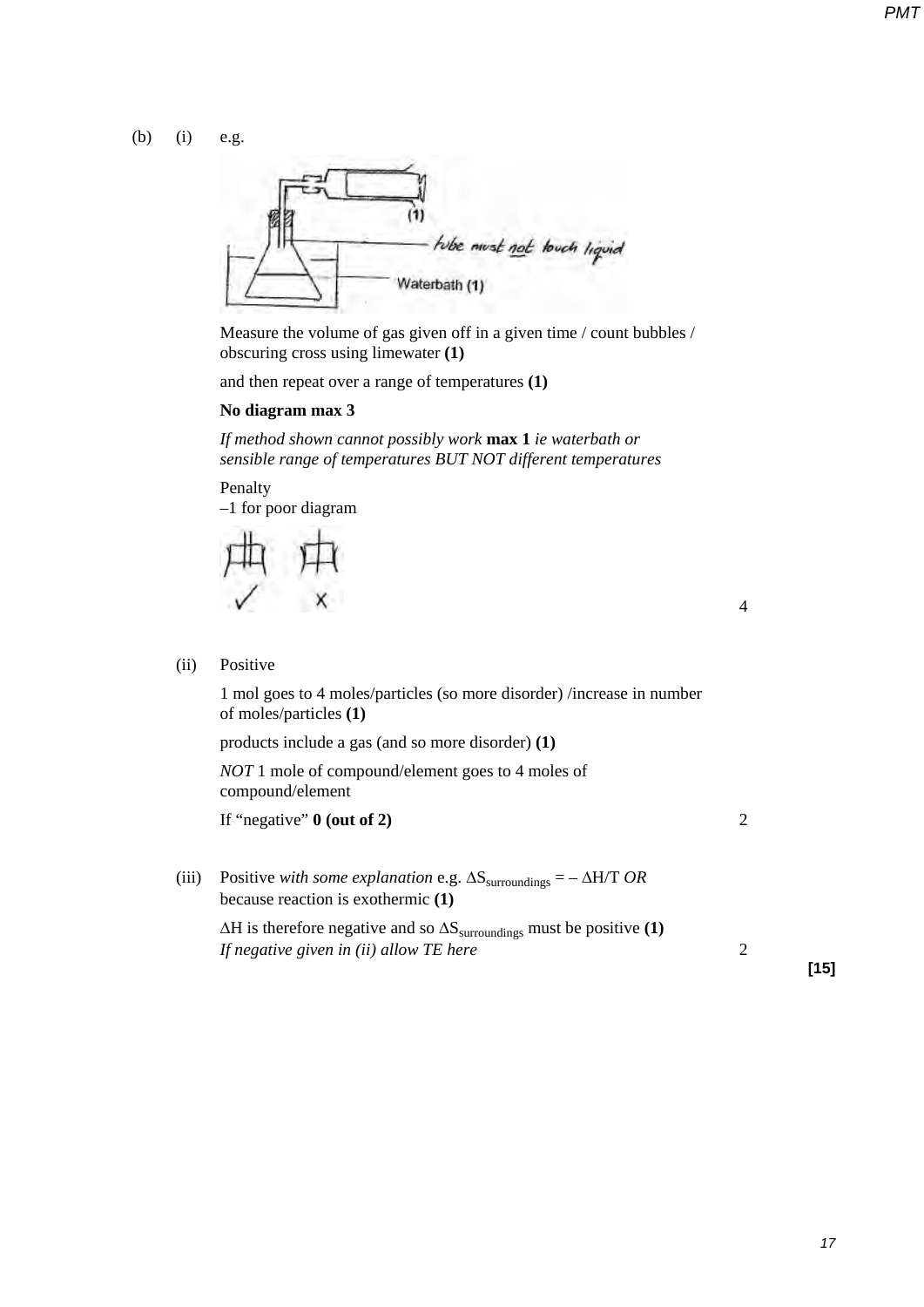(b) (i) e.g.

(1)

tube must not touch liquid

Waterbath (1)

Measure the volume of gas given off in a given time / count bubbles / obscuring cross using limewater **(1)**

and then repeat over a range of temperatures **(1)**

**No diagram max 3**

*If method shown cannot possibly work* **max 1** *ie waterbath or sensible range of temperatures BUT NOT different temperatures*

Penalty
–1 for poor diagram

✓ ✗

4

(ii) Positive

1 mol goes to 4 moles/particles (so more disorder) /increase in number of moles/particles **(1)**

products include a gas (and so more disorder) **(1)**

*NOT* 1 mole of compound/element goes to 4 moles of compound/element

If "negative" **0 (out of 2)**

2

(iii) Positive *with some explanation* e.g. $\Delta S_{surroundings} = -\Delta H/T$ *OR* because reaction is exothermic **(1)**

$\Delta H$ is therefore negative and so $\Delta S_{surroundings}$ must be positive **(1)**
*If negative given in (ii) allow TE here*

2

**[15]**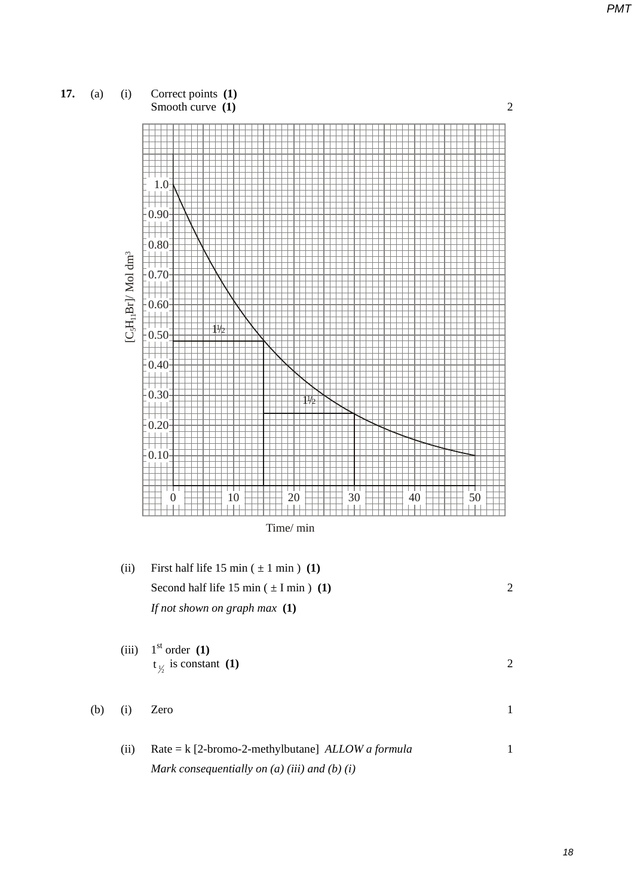**17.** (a) (i) Correct points **(1)**
Smooth curve **(1)** 2

$[C_5H_{11}Br]$/ Mol dm$^3$

1.0
0.90
0.80
0.70
0.60
0.50
0.40
0.30
0.20
0.10

1½
1½

0
10
20
30
40
50

Time/ min

(ii) First half life 15 min ( ± 1 min ) **(1)**
Second half life 15 min ( ± I min ) **(1)** 2
*If not shown on graph max* **(1)**

(iii) 1st order **(1)**
$t_{1/2}$ is constant **(1)** 2

(b) (i) Zero 1

(ii) Rate = k [2-bromo-2-methylbutane] *ALLOW a formula* 1
*Mark consequentially on (a) (iii) and (b) (i)*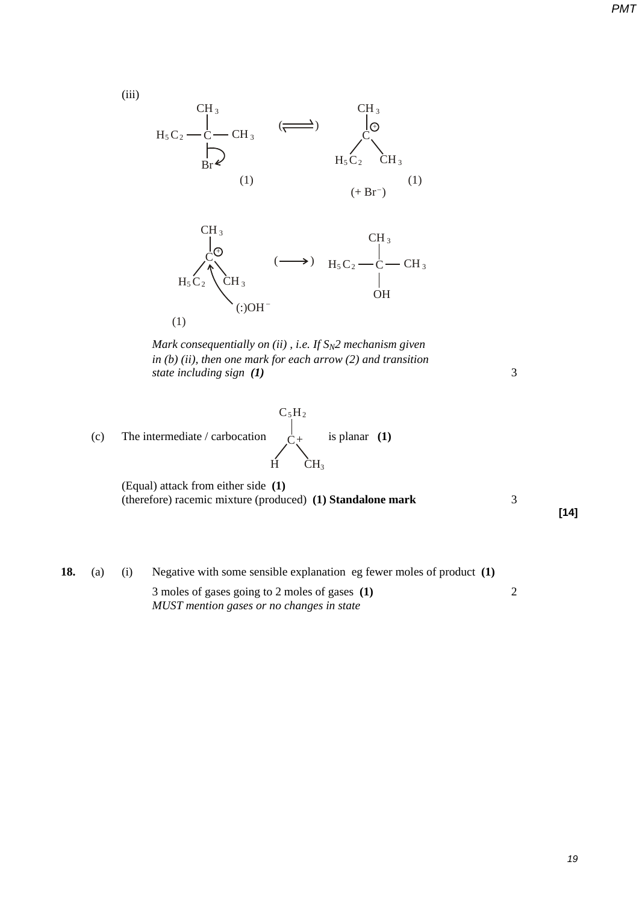(iii)

$H_5C_2$—C($CH_3$)($CH_3$)—Br (curly arrow from C–Br bond to Br) (⇌) carbocation: $C^+$ with $CH_3$, $H_5C_2$, $CH_3$ (+ $Br^-$)

(1) (1)

Carbocation $C^+$ with $CH_3$, $H_5C_2$, $CH_3$ ← (:)$OH^-$ (→) $H_5C_2$—C($CH_3$)($CH_3$)—OH

(1)

*Mark consequentially on (ii) , i.e. If $S_N2$ mechanism given in (b) (ii), then one mark for each arrow (2) and transition state including sign* ***(1)*** — 3

(c) The intermediate / carbocation ($C^+$ bonded to $C_5H_2$, H, $CH_3$) is planar **(1)**

(Equal) attack from either side **(1)**
(therefore) racemic mixture (produced) **(1) Standalone mark** — 3

**[14]**

**18.** (a) (i) Negative with some sensible explanation eg fewer moles of product **(1)**

3 moles of gases going to 2 moles of gases **(1)** — 2
*MUST mention gases or no changes in state*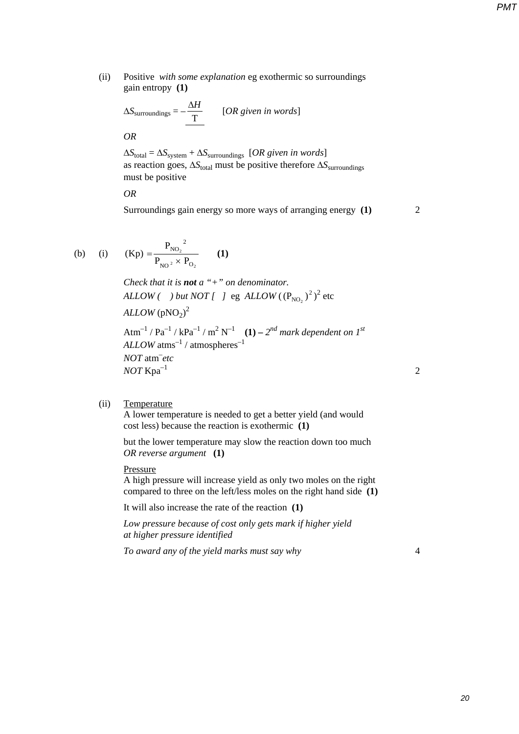(ii) Positive *with some explanation* eg exothermic so surroundings gain entropy **(1)**

$\Delta S_{surroundings} = -\dfrac{\Delta H}{T}$ [*OR given in words*]

*OR*

$\Delta S_{total} = \Delta S_{system} + \Delta S_{surroundings}$ [*OR given in words*]
as reaction goes, $\Delta S_{total}$ must be positive therefore $\Delta S_{surroundings}$ must be positive

*OR*

Surroundings gain energy so more ways of arranging energy **(1)** 2

(b) (i) $(Kp) = \dfrac{P_{NO_2}{}^2}{P_{NO}{}^2 \times P_{O_2}}$ **(1)**

*Check that it is* ***not*** *a "+" on denominator.*
*ALLOW ( ) but NOT [ ]* eg *ALLOW* $((P_{NO_2})^2)^2$ etc
*ALLOW* $(pNO_2)^2$

$Atm^{-1}$ / $Pa^{-1}$ / $kPa^{-1}$ / $m^2\ N^{-1}$ **(1)** – *2nd mark dependent on 1st*
*ALLOW* $atms^{-1}$ / $atmospheres^{-1}$
*NOT* $atm^{-}$ *etc*
*NOT* $Kpa^{-1}$ 2

(ii) Temperature
A lower temperature is needed to get a better yield (and would cost less) because the reaction is exothermic **(1)**

but the lower temperature may slow the reaction down too much *OR reverse argument* **(1)**

Pressure
A high pressure will increase yield as only two moles on the right compared to three on the left/less moles on the right hand side **(1)**

It will also increase the rate of the reaction **(1)**

*Low pressure because of cost only gets mark if higher yield at higher pressure identified*

*To award any of the yield marks must say why* 4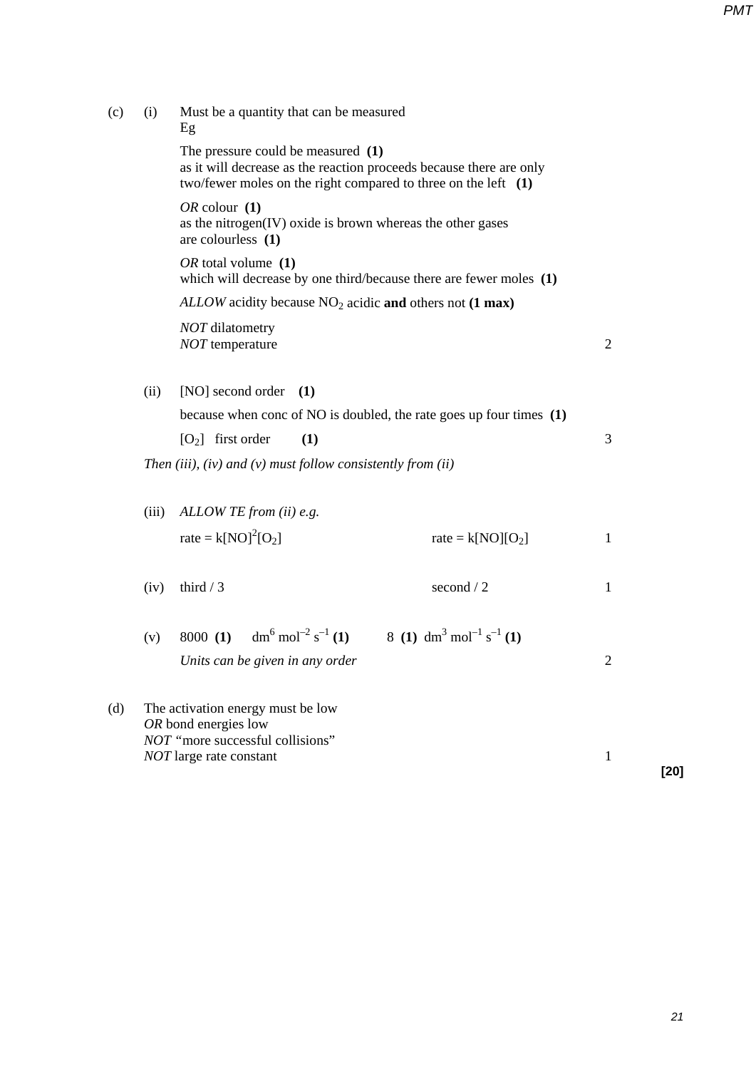(c) (i) Must be a quantity that can be measured
Eg

The pressure could be measured **(1)**
as it will decrease as the reaction proceeds because there are only two/fewer moles on the right compared to three on the left **(1)**

*OR* colour **(1)**
as the nitrogen(IV) oxide is brown whereas the other gases are colourless **(1)**

*OR* total volume **(1)**
which will decrease by one third/because there are fewer moles **(1)**

*ALLOW* acidity because $NO_2$ acidic **and** others not **(1 max)**

*NOT* dilatometry
*NOT* temperature — 2

(ii) [NO] second order **(1)**

because when conc of NO is doubled, the rate goes up four times **(1)**

$[O_2]$ first order **(1)** — 3

*Then (iii), (iv) and (v) must follow consistently from (ii)*

(iii) *ALLOW TE from (ii) e.g.*

| | | |
|---|---|---|
| rate = $k[NO]^2[O_2]$ | rate = $k[NO][O_2]$ | 1 |

(iv)

| | | |
|---|---|---|
| third / 3 | second / 2 | 1 |

(v) 8000 **(1)** $dm^6\ mol^{-2}\ s^{-1}$ **(1)** 8 **(1)** $dm^3\ mol^{-1}\ s^{-1}$ **(1)**

*Units can be given in any order* — 2

(d) The activation energy must be low
*OR* bond energies low
*NOT* "more successful collisions"
*NOT* large rate constant — 1

**[20]**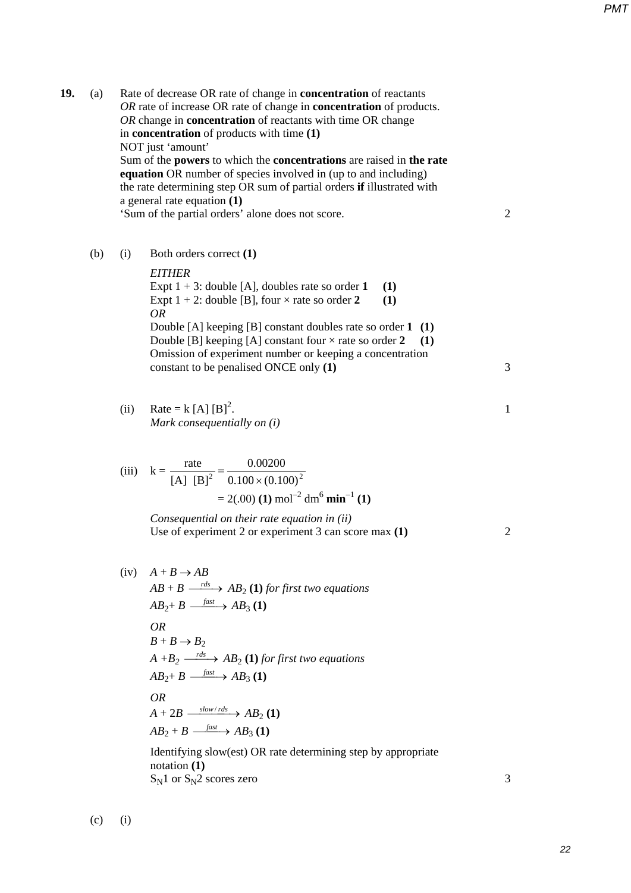**19.** (a) Rate of decrease OR rate of change in **concentration** of reactants *OR* rate of increase OR rate of change in **concentration** of products. *OR* change in **concentration** of reactants with time OR change in **concentration** of products with time **(1)**
NOT just 'amount'
Sum of the **powers** to which the **concentrations** are raised in **the rate equation** OR number of species involved in (up to and including) the rate determining step OR sum of partial orders **if** illustrated with a general rate equation **(1)**
'Sum of the partial orders' alone does not score. — 2

(b) (i) Both orders correct **(1)**

*EITHER*
Expt 1 + 3: double [A], doubles rate so order **1** **(1)**
Expt 1 + 2: double [B], four × rate so order **2** **(1)**
*OR*
Double [A] keeping [B] constant doubles rate so order **1** **(1)**
Double [B] keeping [A] constant four × rate so order **2** **(1)**
Omission of experiment number or keeping a concentration constant to be penalised ONCE only **(1)** — 3

(ii) Rate = k [A] $[B]^2$. — 1
*Mark consequentially on (i)*

(iii) $k = \dfrac{\text{rate}}{[A]\ [B]^2} = \dfrac{0.00200}{0.100 \times (0.100)^2}$

$= 2(.00)$ **(1)** $\text{mol}^{-2}\ \text{dm}^6\ \mathbf{min}^{-1}$ **(1)**

*Consequential on their rate equation in (ii)*
Use of experiment 2 or experiment 3 can score max **(1)** — 2

(iv) $A + B \rightarrow AB$
$AB + B \xrightarrow{rds} AB_2$ **(1)** *for first two equations*
$AB_2 + B \xrightarrow{fast} AB_3$ **(1)**

*OR*
$B + B \rightarrow B_2$
$A + B_2 \xrightarrow{rds} AB_2$ **(1)** *for first two equations*
$AB_2 + B \xrightarrow{fast} AB_3$ **(1)**

*OR*
$A + 2B \xrightarrow{slow/rds} AB_2$ **(1)**
$AB_2 + B \xrightarrow{fast} AB_3$ **(1)**

Identifying slow(est) OR rate determining step by appropriate notation **(1)**
$S_N1$ or $S_N2$ scores zero — 3

(c) (i)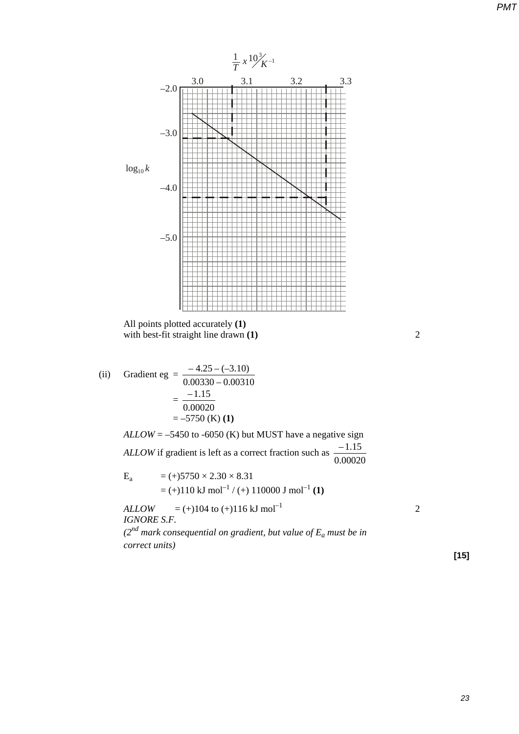$\frac{1}{T} \times 10^3 / K^{-1}$

3.0
3.1
3.2
3.3

–2.0
–3.0
–4.0
–5.0

$\log_{10} k$

All points plotted accurately **(1)**
with best-fit straight line drawn **(1)** 2

(ii) Gradient eg $= \dfrac{-4.25 - (-3.10)}{0.00330 - 0.00310}$

$= \dfrac{-1.15}{0.00020}$

$= -5750$ (K) **(1)**

*ALLOW* = –5450 to -6050 (K) but MUST have a negative sign

*ALLOW* if gradient is left as a correct fraction such as $\dfrac{-1.15}{0.00020}$

$E_a$ = (+)5750 × 2.30 × 8.31
= (+)110 kJ $mol^{-1}$ / (+) 110000 J $mol^{-1}$ **(1)**

*ALLOW* = (+)104 to (+)116 kJ $mol^{-1}$ 2
*IGNORE S.F.*
*(2nd mark consequential on gradient, but value of $E_a$ must be in correct units)*

**[15]**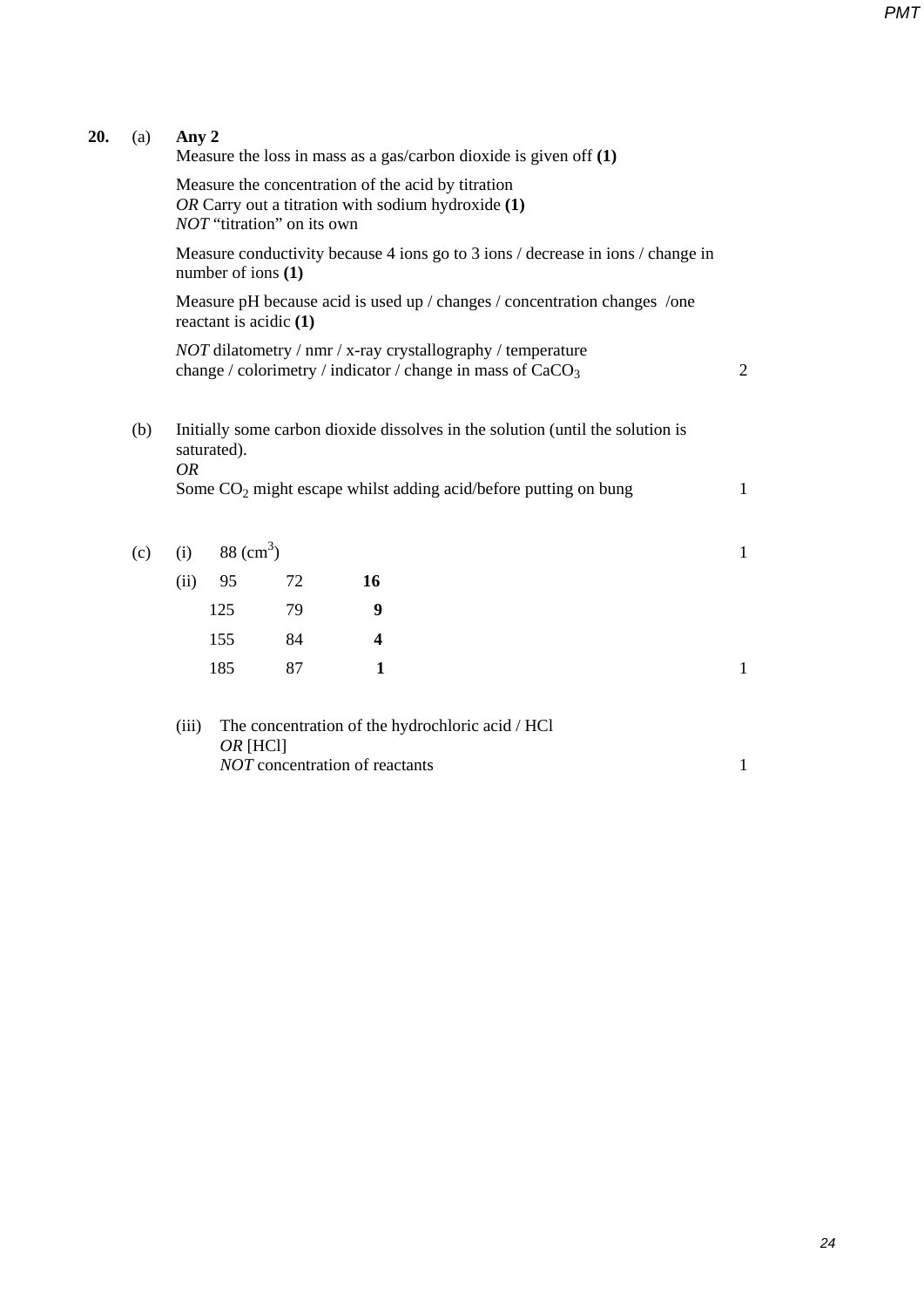**20.** (a) **Any 2**

Measure the loss in mass as a gas/carbon dioxide is given off **(1)**

Measure the concentration of the acid by titration
*OR* Carry out a titration with sodium hydroxide **(1)**
*NOT* "titration" on its own

Measure conductivity because 4 ions go to 3 ions / decrease in ions / change in number of ions **(1)**

Measure pH because acid is used up / changes / concentration changes /one reactant is acidic **(1)**

*NOT* dilatometry / nmr / x-ray crystallography / temperature change / colorimetry / indicator / change in mass of $CaCO_3$ — 2

(b) Initially some carbon dioxide dissolves in the solution (until the solution is saturated).
*OR*
Some $CO_2$ might escape whilst adding acid/before putting on bung — 1

(c) (i) 88 ($cm^3$) — 1

(ii)

| | | |
|---|---|---|
| 95 | 72 | **16** |
| 125 | 79 | **9** |
| 155 | 84 | **4** |
| 185 | 87 | **1** |

— 1

(iii) The concentration of the hydrochloric acid / HCl
*OR* [HCl]
*NOT* concentration of reactants — 1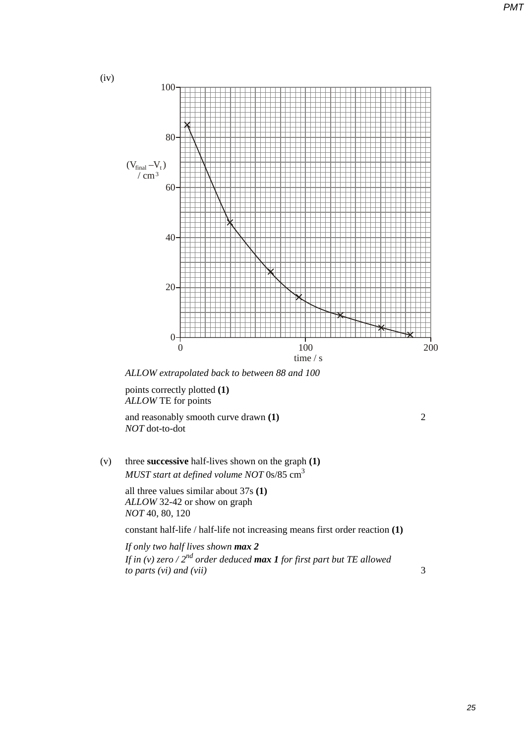(iv)

100

80

$(V_{final} - V_t)$ / $cm^3$

60

40

20

0

0 100 200

time / s

*ALLOW extrapolated back to between 88 and 100*

points correctly plotted **(1)**
*ALLOW* TE for points

and reasonably smooth curve drawn **(1)** 2
*NOT* dot-to-dot

(v) three **successive** half-lives shown on the graph **(1)**
*MUST start at defined volume NOT* 0s/85 $cm^3$

all three values similar about 37s **(1)**
*ALLOW* 32-42 or show on graph
*NOT* 40, 80, 120

constant half-life / half-life not increasing means first order reaction **(1)**

*If only two half lives shown **max 2***
*If in (v) zero / $2^{nd}$ order deduced **max 1** for first part but TE allowed to parts (vi) and (vii)* 3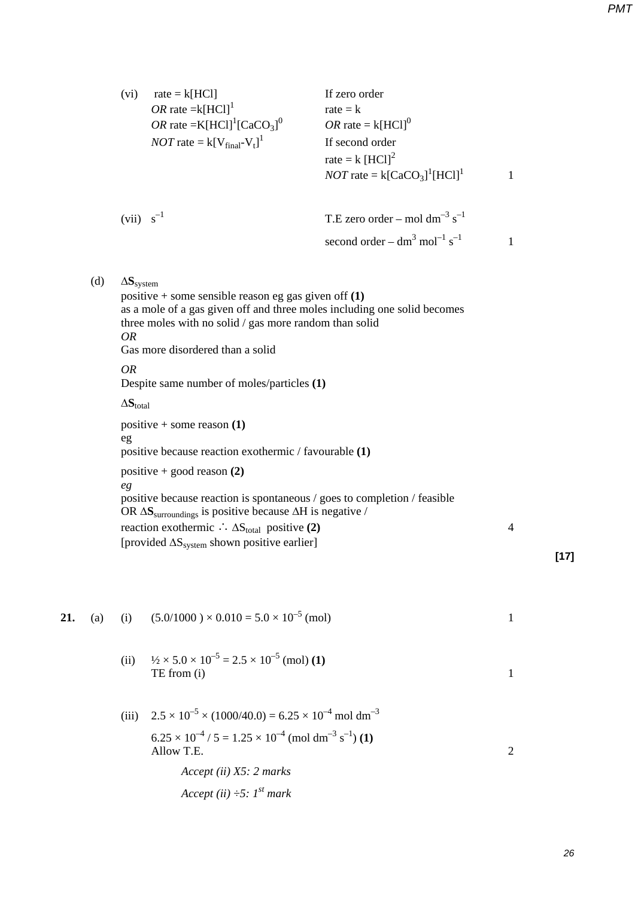(vi) rate = k[HCl]
*OR* rate = $k[HCl]^1$
*OR* rate = $K[HCl]^1[CaCO_3]^0$
*NOT* rate = $k[V_{final}-V_t]^1$

If zero order
rate = k
*OR* rate = $k[HCl]^0$
If second order
rate = $k\,[HCl]^2$
*NOT* rate = $k[CaCO_3]^1[HCl]^1$ — 1

(vii) $s^{-1}$

T.E zero order – $mol\ dm^{-3}\ s^{-1}$
second order – $dm^3\ mol^{-1}\ s^{-1}$ — 1

(d) $\Delta \mathbf{S}_{system}$

positive + some sensible reason eg gas given off **(1)**
as a mole of a gas given off and three moles including one solid becomes three moles with no solid / gas more random than solid
*OR*
Gas more disordered than a solid

*OR*
Despite same number of moles/particles **(1)**

$\Delta \mathbf{S}_{total}$

positive + some reason **(1)**
eg
positive because reaction exothermic / favourable **(1)**

positive + good reason **(2)**
*eg*
positive because reaction is spontaneous / goes to completion / feasible
OR $\Delta \mathbf{S}_{surroundings}$ is positive because $\Delta H$ is negative /
reaction exothermic $\therefore \Delta S_{total}$ positive **(2)**
[provided $\Delta S_{system}$ shown positive earlier] — 4

**[17]**

**21.** (a) (i) $(5.0/1000) \times 0.010 = 5.0 \times 10^{-5}$ (mol) — 1

(ii) $\frac{1}{2} \times 5.0 \times 10^{-5} = 2.5 \times 10^{-5}$ (mol) **(1)**
TE from (i) — 1

(iii) $2.5 \times 10^{-5} \times (1000/40.0) = 6.25 \times 10^{-4}\ mol\ dm^{-3}$
$6.25 \times 10^{-4} / 5 = 1.25 \times 10^{-4}\ (mol\ dm^{-3}\ s^{-1})$ **(1)**
Allow T.E. — 2

*Accept (ii) X5: 2 marks*

*Accept (ii) ÷5: 1st mark*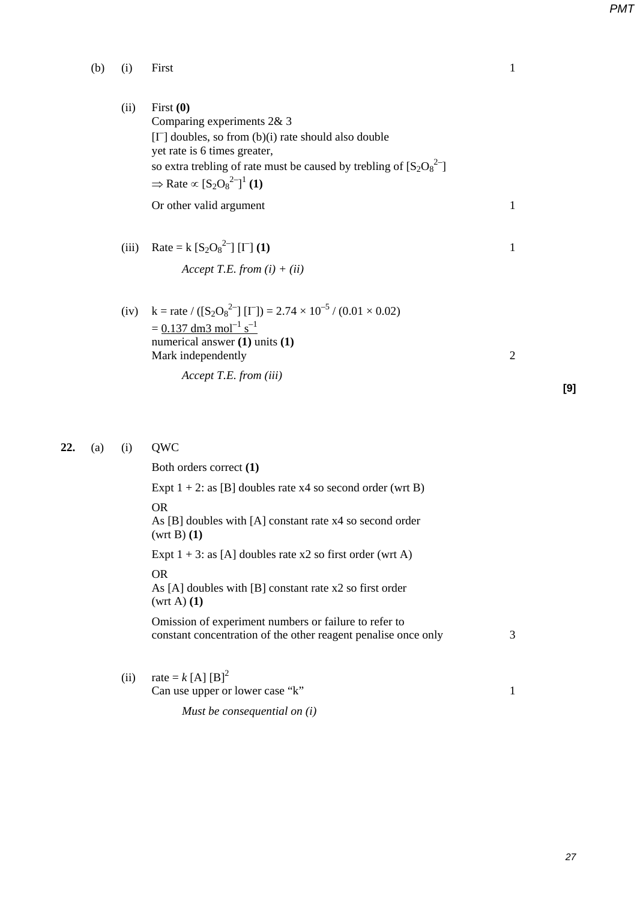(b) (i) First 1

(ii) First **(0)**
Comparing experiments 2& 3
$[I^-]$ doubles, so from (b)(i) rate should also double
yet rate is 6 times greater,
so extra trebling of rate must be caused by trebling of $[S_2O_8^{2-}]$
$\Rightarrow$ Rate $\propto [S_2O_8^{2-}]^1$ **(1)**

Or other valid argument 1

(iii) Rate = k $[S_2O_8^{2-}]$ $[I^-]$ **(1)** 1

*Accept T.E. from (i) + (ii)*

(iv) k = rate / ($[S_2O_8^{2-}]$ $[I^-]$) = $2.74 \times 10^{-5}$ / ($0.01 \times 0.02$)
= 0.137 dm3 $mol^{-1}$ $s^{-1}$
numerical answer **(1)** units **(1)**
Mark independently 2

*Accept T.E. from (iii)*

**[9]**

**22.** (a) (i) QWC

Both orders correct **(1)**

Expt 1 + 2: as [B] doubles rate x4 so second order (wrt B)

OR
As [B] doubles with [A] constant rate x4 so second order (wrt B) **(1)**

Expt 1 + 3: as [A] doubles rate x2 so first order (wrt A)

OR
As [A] doubles with [B] constant rate x2 so first order (wrt A) **(1)**

Omission of experiment numbers or failure to refer to constant concentration of the other reagent penalise once only 3

(ii) rate = $k$ [A] $[B]^2$
Can use upper or lower case "k" 1

*Must be consequential on (i)*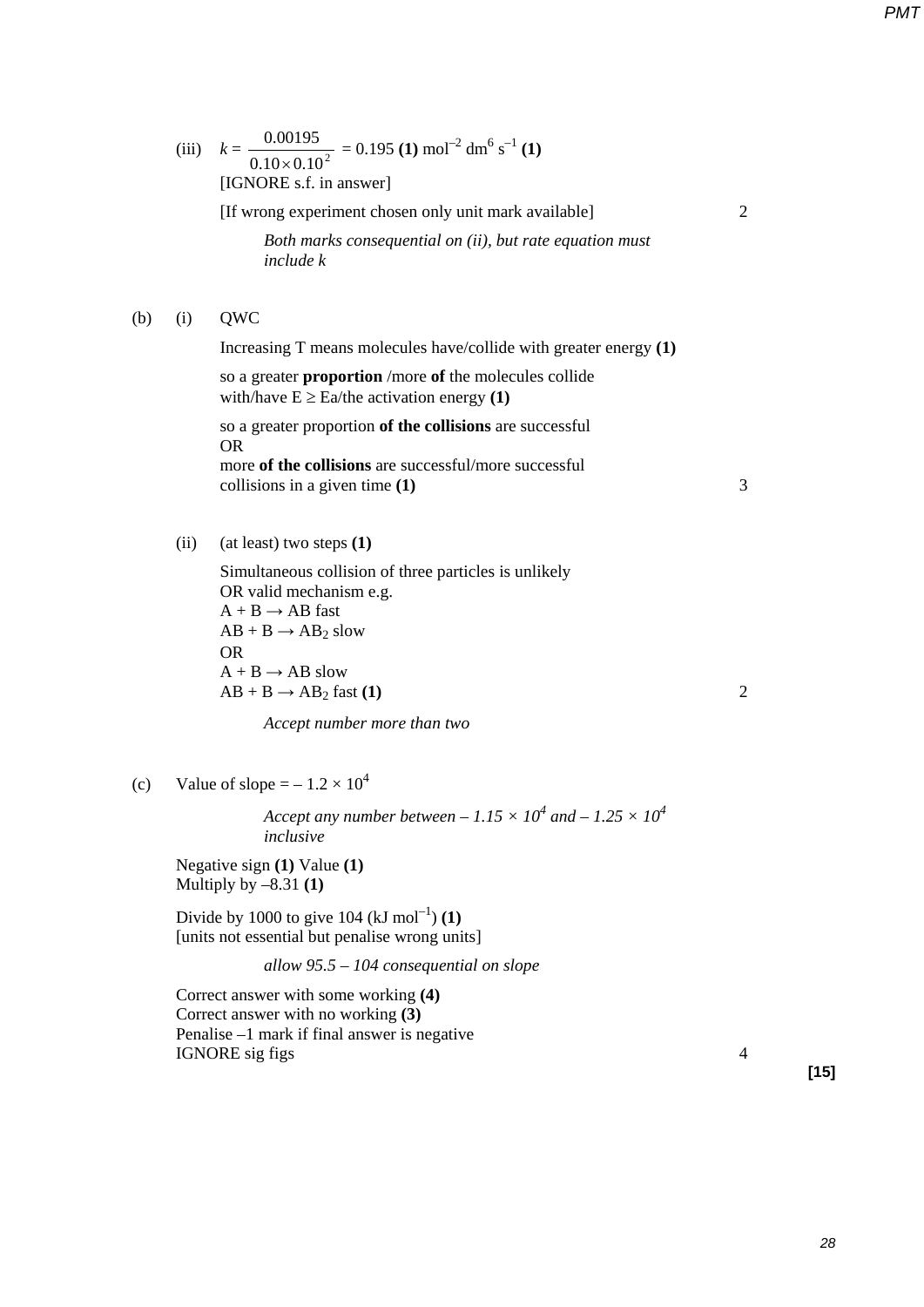(iii) $k = \dfrac{0.00195}{0.10 \times 0.10^2} = 0.195$ **(1)** $\text{mol}^{-2}\ \text{dm}^6\ \text{s}^{-1}$ **(1)**

[IGNORE s.f. in answer]

[If wrong experiment chosen only unit mark available] — 2

*Both marks consequential on (ii), but rate equation must include k*

(b) (i) QWC

Increasing T means molecules have/collide with greater energy **(1)**

so a greater **proportion** /more **of** the molecules collide with/have $E \geq Ea$/the activation energy **(1)**

so a greater proportion **of the collisions** are successful
OR
more **of the collisions** are successful/more successful collisions in a given time **(1)** — 3

(ii) (at least) two steps **(1)**

Simultaneous collision of three particles is unlikely
OR valid mechanism e.g.
$A + B \rightarrow AB$ fast
$AB + B \rightarrow AB_2$ slow
OR
$A + B \rightarrow AB$ slow
$AB + B \rightarrow AB_2$ fast **(1)** — 2

*Accept number more than two*

(c) Value of slope = $-1.2 \times 10^4$

*Accept any number between $-1.15 \times 10^4$ and $-1.25 \times 10^4$ inclusive*

Negative sign **(1)** Value **(1)**
Multiply by $-8.31$ **(1)**

Divide by 1000 to give 104 ($\text{kJ mol}^{-1}$) **(1)**
[units not essential but penalise wrong units]

*allow 95.5 – 104 consequential on slope*

Correct answer with some working **(4)**
Correct answer with no working **(3)**
Penalise –1 mark if final answer is negative
IGNORE sig figs — 4

**[15]**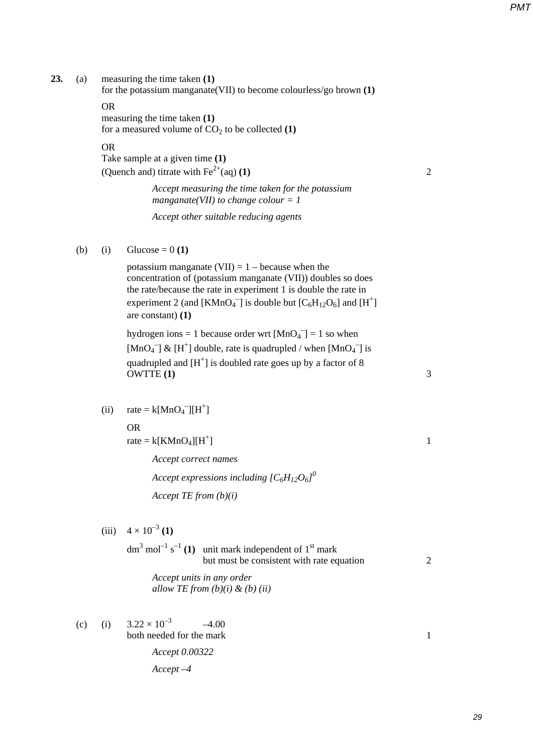**23.** (a) measuring the time taken **(1)**
for the potassium manganate(VII) to become colourless/go brown **(1)**

OR
measuring the time taken **(1)**
for a measured volume of $CO_2$ to be collected **(1)**

OR
Take sample at a given time **(1)**
(Quench and) titrate with $Fe^{2+}$(aq) **(1)** — 2

*Accept measuring the time taken for the potassium manganate(VII) to change colour = 1*

*Accept other suitable reducing agents*

(b) (i) Glucose = 0 **(1)**

potassium manganate (VII) = 1 – because when the concentration of (potassium manganate (VII)) doubles so does the rate/because the rate in experiment 1 is double the rate in experiment 2 (and $[KMnO_4^-]$ is double but $[C_6H_{12}O_6]$ and $[H^+]$ are constant) **(1)**

hydrogen ions = 1 because order wrt $[MnO_4^-]$ = 1 so when $[MnO_4^-]$ & $[H^+]$ double, rate is quadrupled / when $[MnO_4^-]$ is quadrupled and $[H^+]$ is doubled rate goes up by a factor of 8 OWTTE **(1)** — 3

(ii) rate = $k[MnO_4^-][H^+]$

OR
rate = $k[KMnO_4][H^+]$ — 1

*Accept correct names*

*Accept expressions including $[C_6H_{12}O_6]^0$*

*Accept TE from (b)(i)*

(iii) $4 \times 10^{-3}$ **(1)**

$dm^3\ mol^{-1}\ s^{-1}$ **(1)** unit mark independent of 1st mark but must be consistent with rate equation — 2

*Accept units in any order*
*allow TE from (b)(i) & (b) (ii)*

(c) (i) $3.22 \times 10^{-3}$ $-4.00$
both needed for the mark — 1

*Accept 0.00322*

*Accept –4*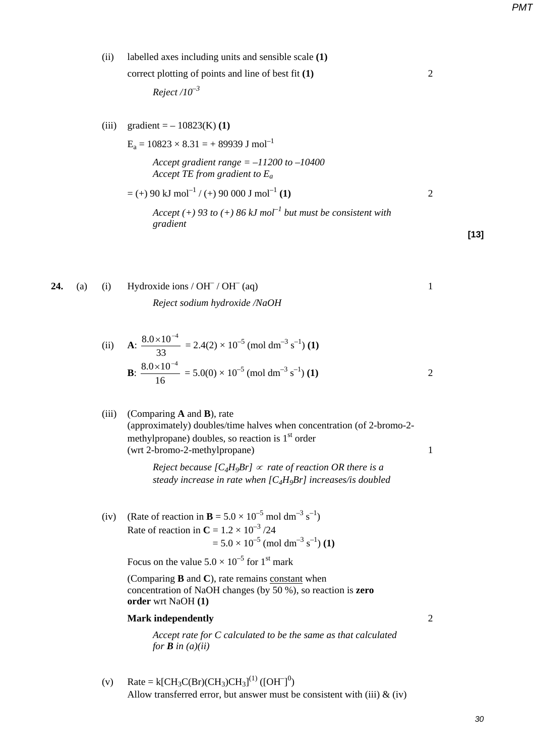(ii) labelled axes including units and sensible scale **(1)**

correct plotting of points and line of best fit **(1)** 2

*Reject /$10^{-3}$*

(iii) gradient = – 10823(K) **(1)**

$E_a = 10823 \times 8.31 = + 89939 \text{ J mol}^{-1}$

*Accept gradient range = –11200 to –10400*
*Accept TE from gradient to $E_a$*

= (+) 90 kJ $\text{mol}^{-1}$ / (+) 90 000 J $\text{mol}^{-1}$ **(1)** 2

*Accept (+) 93 to (+) 86 kJ $mol^{-1}$ but must be consistent with gradient*

**[13]**

**24.** (a) (i) Hydroxide ions / $OH^-$ / $OH^-$ (aq) 1

*Reject sodium hydroxide /NaOH*

(ii) **A**: $\frac{8.0 \times 10^{-4}}{33} = 2.4(2) \times 10^{-5}$ (mol $\text{dm}^{-3}$ $\text{s}^{-1}$) **(1)**

**B**: $\frac{8.0 \times 10^{-4}}{16} = 5.0(0) \times 10^{-5}$ (mol $\text{dm}^{-3}$ $\text{s}^{-1}$) **(1)** 2

(iii) (Comparing **A** and **B**), rate (approximately) doubles/time halves when concentration (of 2-bromo-2-methylpropane) doubles, so reaction is 1st order (wrt 2-bromo-2-methylpropane) 1

*Reject because $[C_4H_9Br] \propto$ rate of reaction OR there is a steady increase in rate when $[C_4H_9Br]$ increases/is doubled*

(iv) (Rate of reaction in **B** = $5.0 \times 10^{-5}$ mol $\text{dm}^{-3}$ $\text{s}^{-1}$)

Rate of reaction in **C** = $1.2 \times 10^{-3}$ /24
= $5.0 \times 10^{-5}$ (mol $\text{dm}^{-3}$ $\text{s}^{-1}$) **(1)**

Focus on the value $5.0 \times 10^{-5}$ for 1st mark

(Comparing **B** and **C**), rate remains constant when concentration of NaOH changes (by 50 %), so reaction is **zero order** wrt NaOH **(1)**

**Mark independently** 2

*Accept rate for C calculated to be the same as that calculated for **B** in (a)(ii)*

(v) Rate = $k[CH_3C(Br)(CH_3)CH_3]^{(1)}$ ($[OH^-]^0$)

Allow transferred error, but answer must be consistent with (iii) & (iv)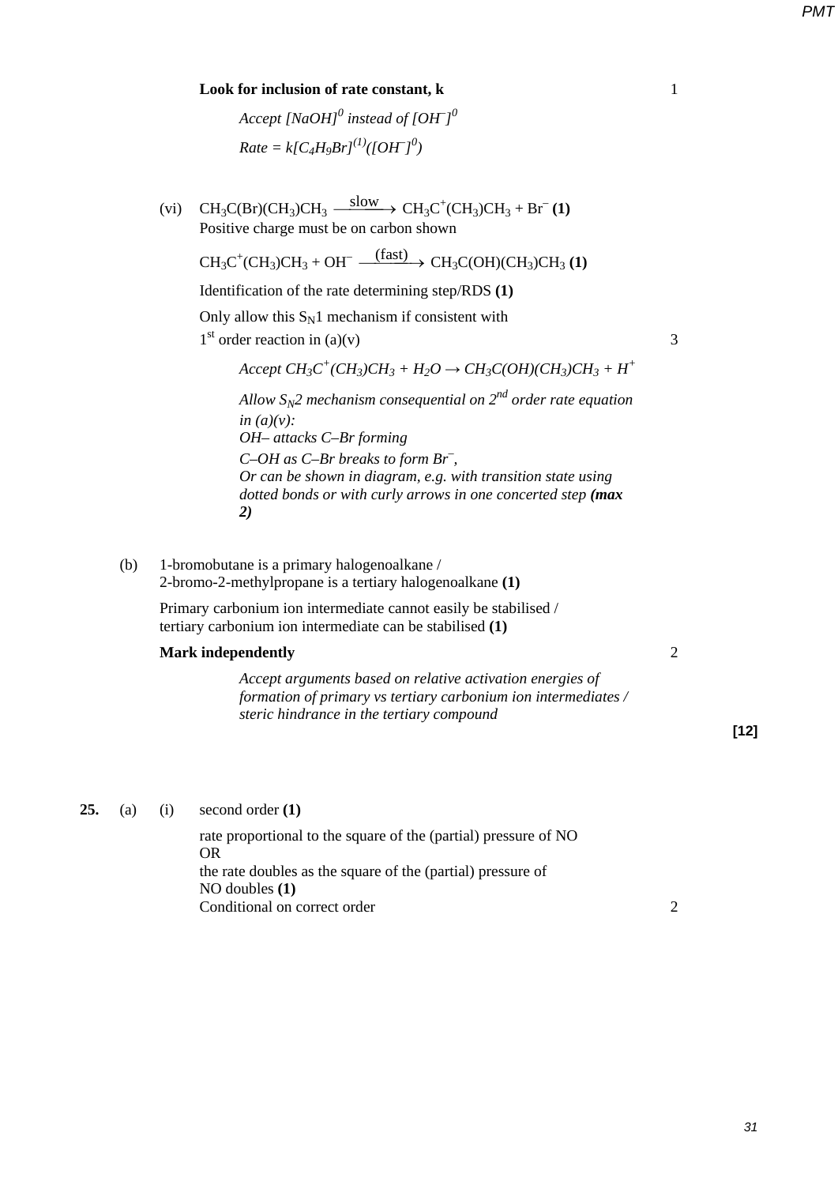**Look for inclusion of rate constant, k** 1

*Accept $[NaOH]^0$ instead of $[OH^-]^0$*

*Rate = $k[C_4H_9Br]^{(1)}([OH^-]^0)$*

(vi) $CH_3C(Br)(CH_3)CH_3 \xrightarrow{\text{slow}} CH_3C^+(CH_3)CH_3 + Br^-$ **(1)**

Positive charge must be on carbon shown

$CH_3C^+(CH_3)CH_3 + OH^- \xrightarrow{\text{(fast)}} CH_3C(OH)(CH_3)CH_3$ **(1)**

Identification of the rate determining step/RDS **(1)**

Only allow this $S_N1$ mechanism if consistent with 1st order reaction in (a)(v) 3

*Accept $CH_3C^+(CH_3)CH_3 + H_2O \rightarrow CH_3C(OH)(CH_3)CH_3 + H^+$*

*Allow $S_N2$ mechanism consequential on 2nd order rate equation in (a)(v):*
*OH– attacks C–Br forming*
*C–OH as C–Br breaks to form $Br^-$,*
*Or can be shown in diagram, e.g. with transition state using dotted bonds or with curly arrows in one concerted step* ***(max 2)***

(b) 1-bromobutane is a primary halogenoalkane / 2-bromo-2-methylpropane is a tertiary halogenoalkane **(1)**

Primary carbonium ion intermediate cannot easily be stabilised / tertiary carbonium ion intermediate can be stabilised **(1)**

**Mark independently** 2

*Accept arguments based on relative activation energies of formation of primary vs tertiary carbonium ion intermediates / steric hindrance in the tertiary compound*

**[12]**

**25.** (a) (i) second order **(1)**

rate proportional to the square of the (partial) pressure of NO
OR
the rate doubles as the square of the (partial) pressure of NO doubles **(1)**
Conditional on correct order 2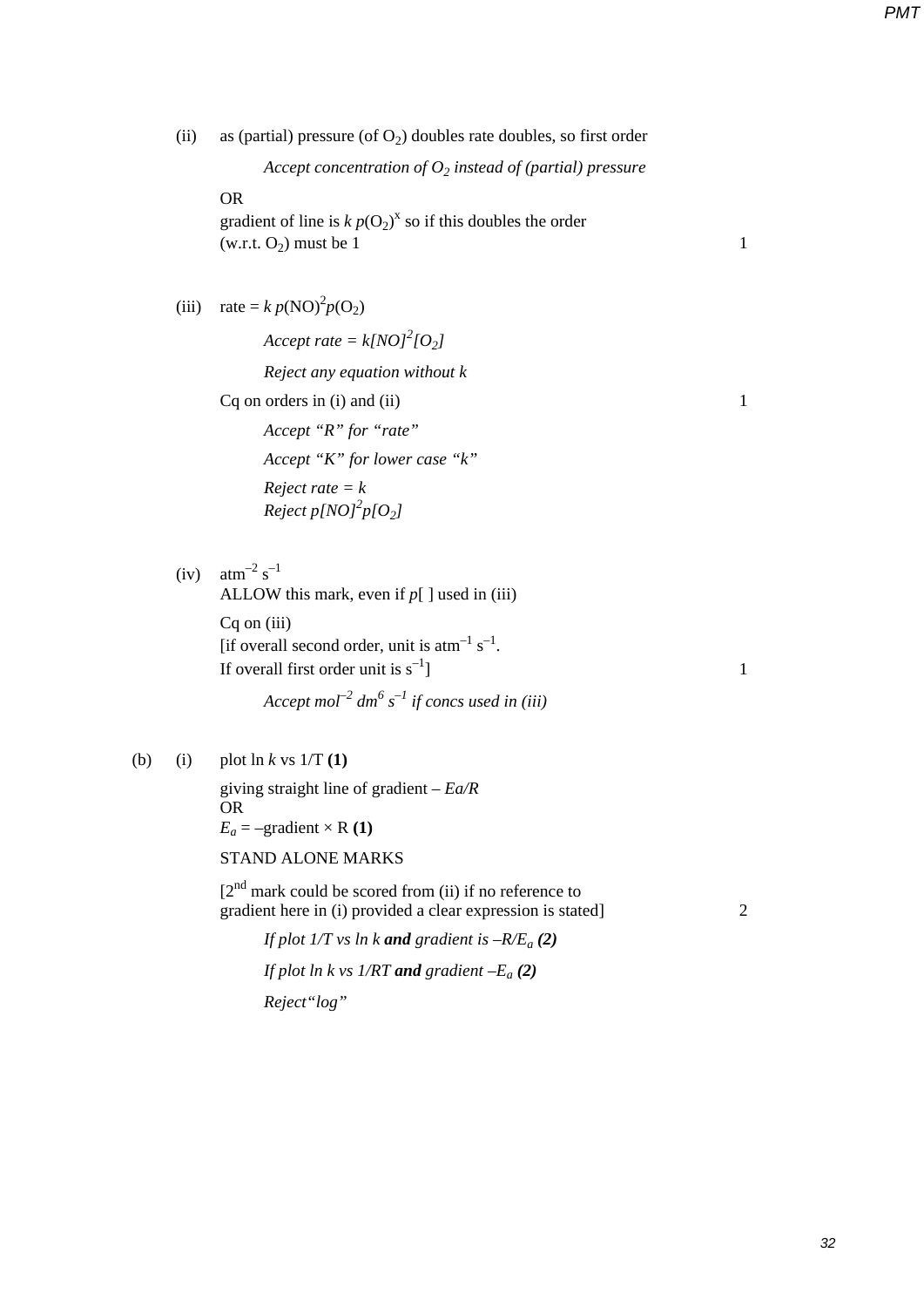(ii) as (partial) pressure (of $O_2$) doubles rate doubles, so first order

*Accept concentration of $O_2$ instead of (partial) pressure*

OR
gradient of line is $k\,p(O_2)^x$ so if this doubles the order (w.r.t. $O_2$) must be 1 — 1

(iii) rate = $k\,p(NO)^2 p(O_2)$

*Accept rate = $k[NO]^2[O_2]$*

*Reject any equation without k*

Cq on orders in (i) and (ii) — 1

*Accept "R" for "rate"*

*Accept "K" for lower case "k"*

*Reject rate = k*
*Reject $p[NO]^2 p[O_2]$*

(iv) $atm^{-2}\,s^{-1}$
ALLOW this mark, even if $p[\ ]$ used in (iii)

Cq on (iii)
[if overall second order, unit is $atm^{-1}\,s^{-1}$.
If overall first order unit is $s^{-1}$] — 1

*Accept $mol^{-2}\,dm^6\,s^{-1}$ if concs used in (iii)*

(b) (i) plot ln *k* vs 1/T **(1)**

giving straight line of gradient – $Ea/R$
OR
$E_a$ = –gradient × R **(1)**

STAND ALONE MARKS

[2nd mark could be scored from (ii) if no reference to gradient here in (i) provided a clear expression is stated] — 2

*If plot 1/T vs ln k **and** gradient is $-R/E_a$ **(2)***

*If plot ln k vs 1/RT **and** gradient $-E_a$ **(2)***

*Reject "log"*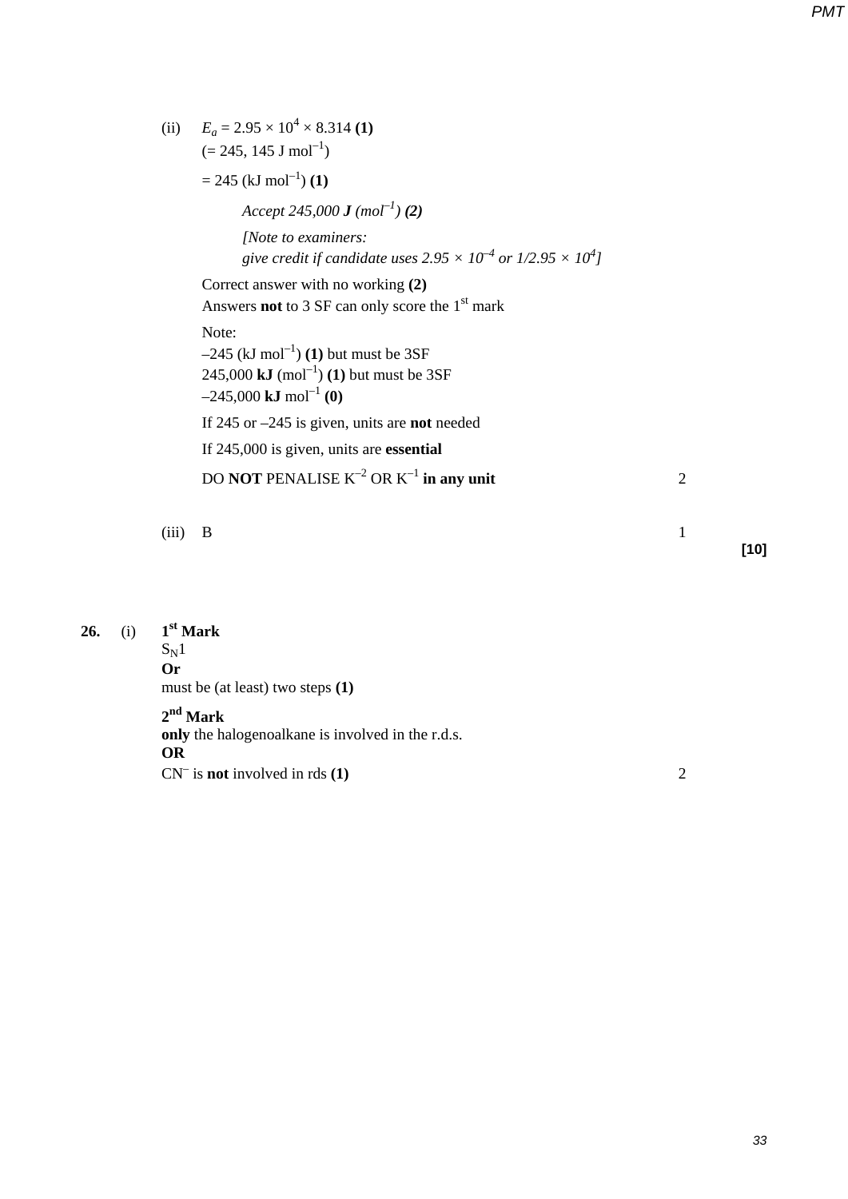(ii) $E_a = 2.95 \times 10^4 \times 8.314$ **(1)**

(= 245, 145 J $mol^{-1}$)

= 245 (kJ $mol^{-1}$) **(1)**

*Accept 245,000* ***J*** *($mol^{-1}$)* ***(2)***

*[Note to examiners:*
*give credit if candidate uses $2.95 \times 10^{-4}$ or $1/2.95 \times 10^4$]*

Correct answer with no working **(2)**
Answers **not** to 3 SF can only score the 1st mark

Note:
–245 (kJ $mol^{-1}$) **(1)** but must be 3SF
245,000 **kJ** ($mol^{-1}$) **(1)** but must be 3SF
–245,000 **kJ** $mol^{-1}$ **(0)**

If 245 or –245 is given, units are **not** needed

If 245,000 is given, units are **essential**

DO **NOT** PENALISE $K^{-2}$ OR $K^{-1}$ **in any unit** — 2

(iii) B — 1

**[10]**

**26.** (i) **1st Mark**
$S_N1$
**Or**
must be (at least) two steps **(1)**

**2nd Mark**
**only** the halogenoalkane is involved in the r.d.s.
**OR**
$CN^-$ is **not** involved in rds **(1)** — 2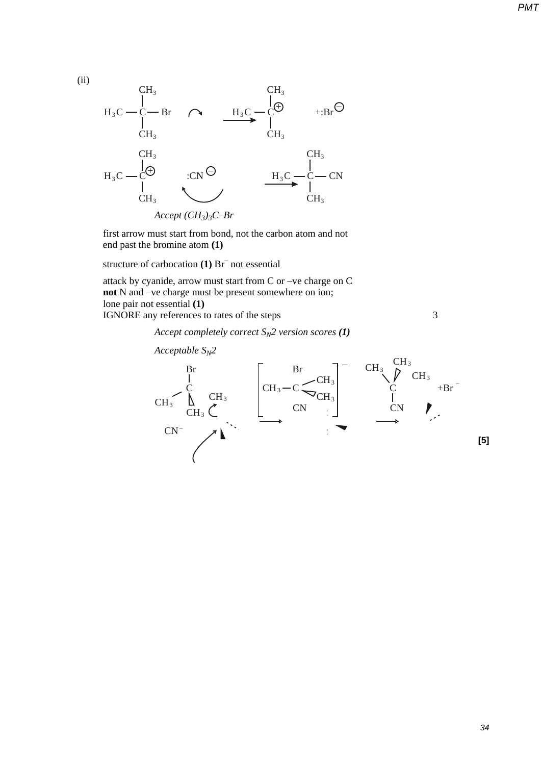(ii)

$$(CH_3)_3C{-}Br \longrightarrow (CH_3)_3C^{+} + {:}Br^{-}$$

$$(CH_3)_3C^{+} + {:}CN^{-} \longrightarrow (CH_3)_3C{-}CN$$

*Accept $(CH_3)_3C$–Br*

first arrow must start from bond, not the carbon atom and not end past the bromine atom **(1)**

structure of carbocation **(1)** $Br^-$ not essential

attack by cyanide, arrow must start from C or –ve charge on C **not** N and –ve charge must be present somewhere on ion; lone pair not essential **(1)**
IGNORE any references to rates of the steps — 3

*Accept completely correct $S_N2$ version scores **(1)***

*Acceptable $S_N2$*

$$CN^- + (CH_3)_3C{-}Br \longrightarrow [NC{\cdots}C(CH_3)_3{\cdots}Br]^- \longrightarrow (CH_3)_3C{-}CN + Br^-$$

**[5]**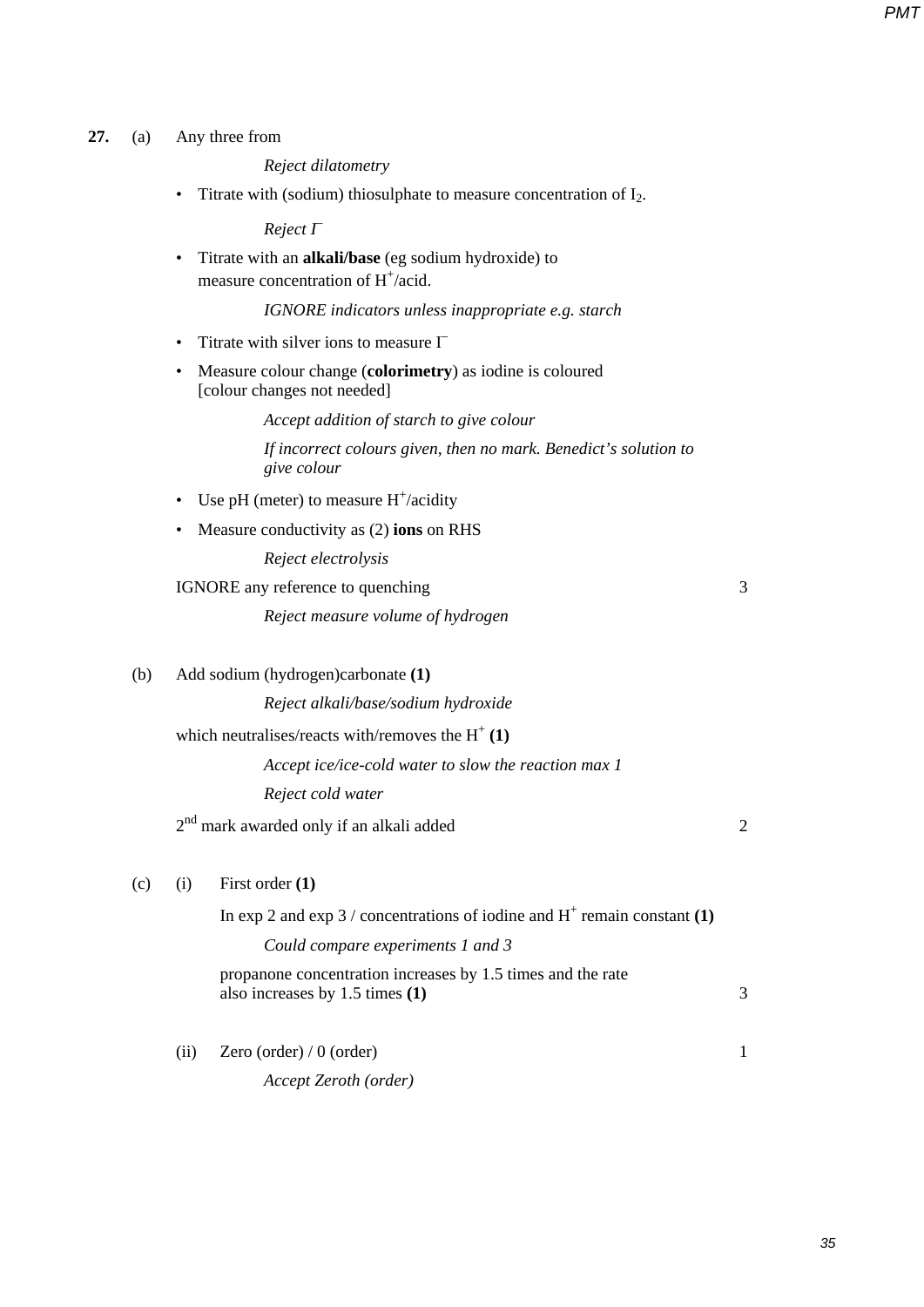**27.** (a) Any three from

*Reject dilatometry*

- Titrate with (sodium) thiosulphate to measure concentration of $I_2$.

  *Reject $I^-$*

- Titrate with an **alkali/base** (eg sodium hydroxide) to measure concentration of $H^+$/acid.

  *IGNORE indicators unless inappropriate e.g. starch*

- Titrate with silver ions to measure $I^-$

- Measure colour change (**colorimetry**) as iodine is coloured [colour changes not needed]

  *Accept addition of starch to give colour*

  *If incorrect colours given, then no mark. Benedict's solution to give colour*

- Use pH (meter) to measure $H^+$/acidity

- Measure conductivity as (2) **ions** on RHS

  *Reject electrolysis*

IGNORE any reference to quenching — 3

*Reject measure volume of hydrogen*

(b) Add sodium (hydrogen)carbonate **(1)**

*Reject alkali/base/sodium hydroxide*

which neutralises/reacts with/removes the $H^+$ **(1)**

*Accept ice/ice-cold water to slow the reaction max 1*

*Reject cold water*

2nd mark awarded only if an alkali added — 2

(c) (i) First order **(1)**

In exp 2 and exp 3 / concentrations of iodine and $H^+$ remain constant **(1)**

*Could compare experiments 1 and 3*

propanone concentration increases by 1.5 times and the rate also increases by 1.5 times **(1)** — 3

(ii) Zero (order) / 0 (order) — 1

*Accept Zeroth (order)*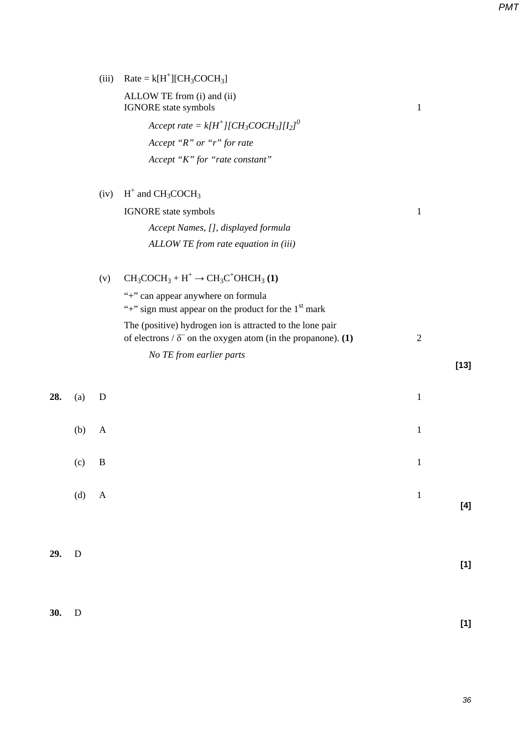(iii) Rate = $k[H^+][CH_3COCH_3]$

ALLOW TE from (i) and (ii)
IGNORE state symbols — 1

*Accept rate = $k[H^+][CH_3COCH_3][I_2]^0$*

*Accept "R" or "r" for rate*

*Accept "K" for "rate constant"*

(iv) $H^+$ and $CH_3COCH_3$

IGNORE state symbols — 1

*Accept Names, [], displayed formula*

*ALLOW TE from rate equation in (iii)*

(v) $CH_3COCH_3 + H^+ \rightarrow CH_3C^+OHCH_3$ **(1)**

"+" can appear anywhere on formula
"+" sign must appear on the product for the 1st mark

The (positive) hydrogen ion is attracted to the lone pair of electrons / $\delta^-$ on the oxygen atom (in the propanone). **(1)** — 2

*No TE from earlier parts*

**[13]**

**28.** (a) D — 1

(b) A — 1

(c) B — 1

(d) A — 1

**[4]**

**29.** D

**[1]**

**30.** D

**[1]**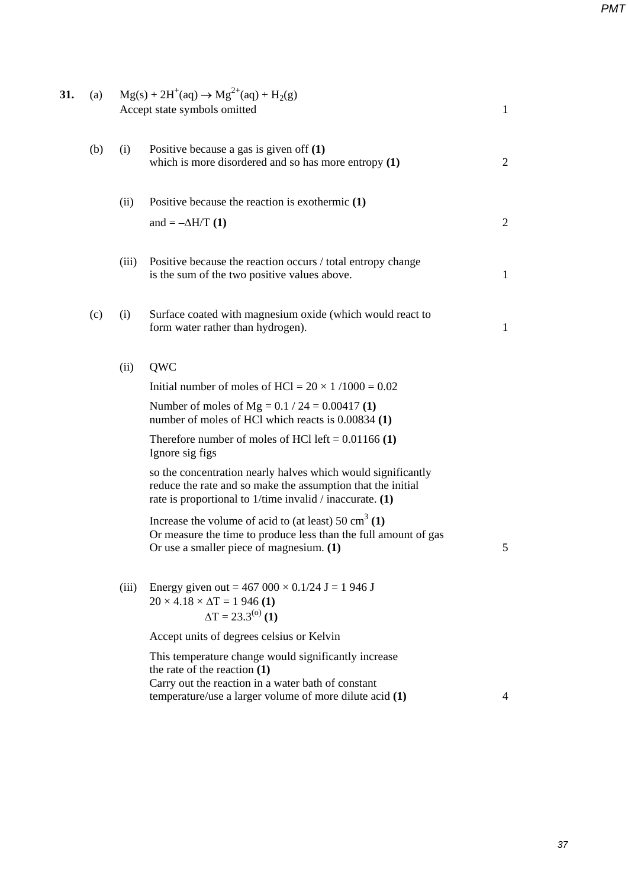**31.** (a) $Mg(s) + 2H^+(aq) \rightarrow Mg^{2+}(aq) + H_2(g)$
Accept state symbols omitted — 1

(b) (i) Positive because a gas is given off **(1)**
which is more disordered and so has more entropy **(1)** — 2

(ii) Positive because the reaction is exothermic **(1)**
and $= -\Delta H/T$ **(1)** — 2

(iii) Positive because the reaction occurs / total entropy change is the sum of the two positive values above. — 1

(c) (i) Surface coated with magnesium oxide (which would react to form water rather than hydrogen). — 1

(ii) QWC

Initial number of moles of HCl = $20 \times 1 / 1000 = 0.02$

Number of moles of Mg = $0.1 / 24 = 0.00417$ **(1)**
number of moles of HCl which reacts is 0.00834 **(1)**

Therefore number of moles of HCl left = 0.01166 **(1)**
Ignore sig figs

so the concentration nearly halves which would significantly reduce the rate and so make the assumption that the initial rate is proportional to 1/time invalid / inaccurate. **(1)**

Increase the volume of acid to (at least) 50 $cm^3$ **(1)**
Or measure the time to produce less than the full amount of gas
Or use a smaller piece of magnesium. **(1)** — 5

(iii) Energy given out = $467\,000 \times 0.1/24$ J = 1 946 J
$20 \times 4.18 \times \Delta T = 1\,946$ **(1)**
$\Delta T = 23.3^{(o)}$ **(1)**

Accept units of degrees celsius or Kelvin

This temperature change would significantly increase the rate of the reaction **(1)**
Carry out the reaction in a water bath of constant temperature/use a larger volume of more dilute acid **(1)** — 4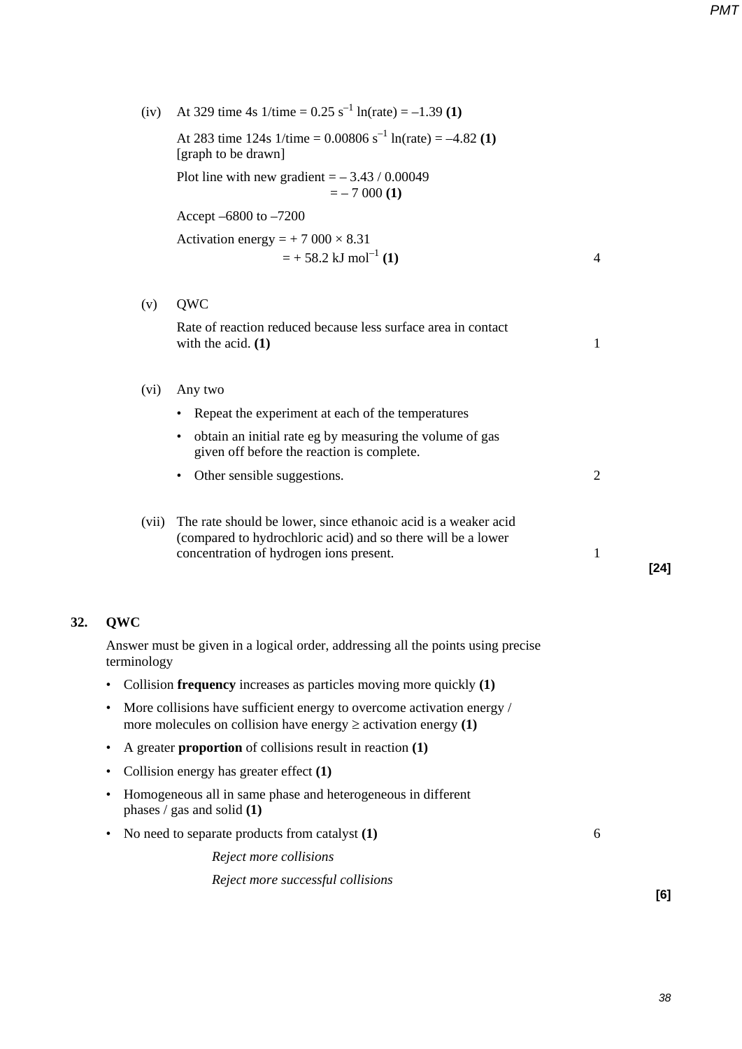(iv) At 329 time 4s 1/time = 0.25 $s^{-1}$ ln(rate) = –1.39 **(1)**

At 283 time 124s 1/time = 0.00806 $s^{-1}$ ln(rate) = –4.82 **(1)**
[graph to be drawn]

Plot line with new gradient = – 3.43 / 0.00049
= – 7 000 **(1)**

Accept –6800 to –7200

Activation energy = + 7 000 × 8.31
= + 58.2 kJ $mol^{-1}$ **(1)** — 4

(v) QWC

Rate of reaction reduced because less surface area in contact with the acid. **(1)** — 1

(vi) Any two

- Repeat the experiment at each of the temperatures
- obtain an initial rate eg by measuring the volume of gas given off before the reaction is complete.
- Other sensible suggestions. — 2

(vii) The rate should be lower, since ethanoic acid is a weaker acid (compared to hydrochloric acid) and so there will be a lower concentration of hydrogen ions present. — 1

**[24]**

**32.** **QWC**

Answer must be given in a logical order, addressing all the points using precise terminology

- Collision **frequency** increases as particles moving more quickly **(1)**
- More collisions have sufficient energy to overcome activation energy / more molecules on collision have energy ≥ activation energy **(1)**
- A greater **proportion** of collisions result in reaction **(1)**
- Collision energy has greater effect **(1)**
- Homogeneous all in same phase and heterogeneous in different phases / gas and solid **(1)**
- No need to separate products from catalyst **(1)** — 6

*Reject more collisions*

*Reject more successful collisions*

**[6]**